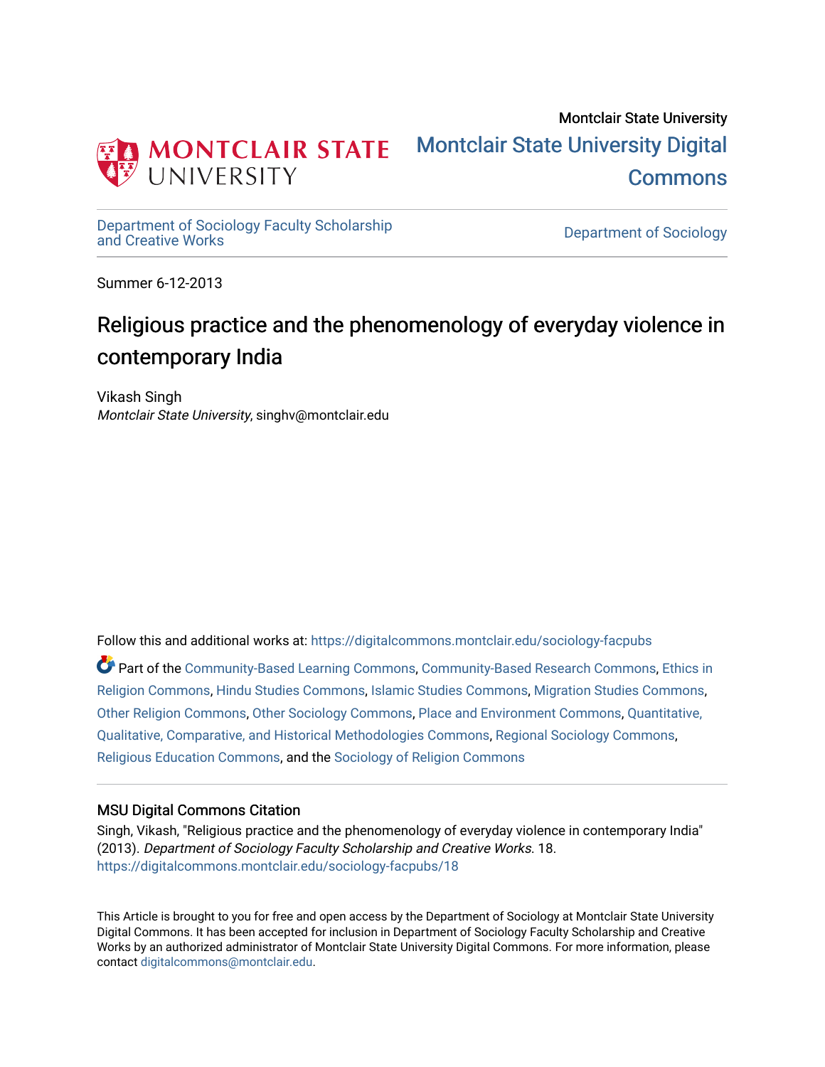Montclair State University

# Montclair State University Digital Commons

Department of Sociology Faculty Scholarship and Creative Works

Department of Sociology

Summer 6-12-2013

## Religious practice and the phenomenology of everyday violence in contemporary India

Vikash Singh
*Montclair State University*, singhv@montclair.edu

Follow this and additional works at: https://digitalcommons.montclair.edu/sociology-facpubs

Part of the Community-Based Learning Commons, Community-Based Research Commons, Ethics in Religion Commons, Hindu Studies Commons, Islamic Studies Commons, Migration Studies Commons, Other Religion Commons, Other Sociology Commons, Place and Environment Commons, Quantitative, Qualitative, Comparative, and Historical Methodologies Commons, Regional Sociology Commons, Religious Education Commons, and the Sociology of Religion Commons

### MSU Digital Commons Citation

Singh, Vikash, "Religious practice and the phenomenology of everyday violence in contemporary India" (2013). *Department of Sociology Faculty Scholarship and Creative Works*. 18.
https://digitalcommons.montclair.edu/sociology-facpubs/18

This Article is brought to you for free and open access by the Department of Sociology at Montclair State University Digital Commons. It has been accepted for inclusion in Department of Sociology Faculty Scholarship and Creative Works by an authorized administrator of Montclair State University Digital Commons. For more information, please contact digitalcommons@montclair.edu.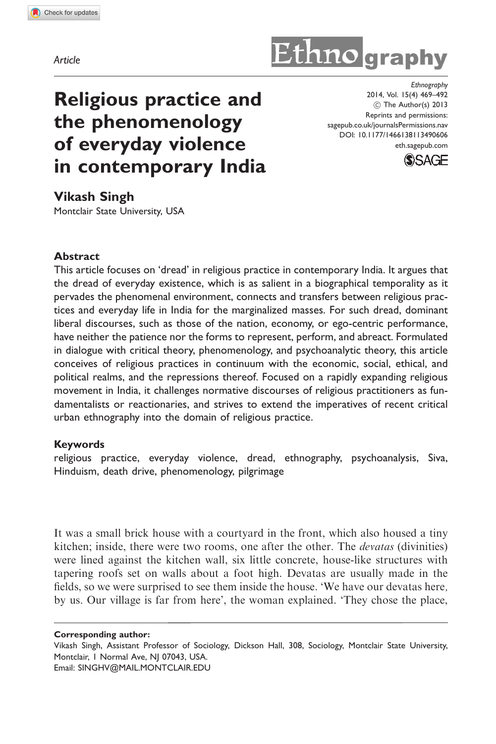Article

# Religious practice and the phenomenology of everyday violence in contemporary India

**Vikash Singh**
Montclair State University, USA

## Abstract

This article focuses on 'dread' in religious practice in contemporary India. It argues that the dread of everyday existence, which is as salient in a biographical temporality as it pervades the phenomenal environment, connects and transfers between religious practices and everyday life in India for the marginalized masses. For such dread, dominant liberal discourses, such as those of the nation, economy, or ego-centric performance, have neither the patience nor the forms to represent, perform, and abreact. Formulated in dialogue with critical theory, phenomenology, and psychoanalytic theory, this article conceives of religious practices in continuum with the economic, social, ethical, and political realms, and the repressions thereof. Focused on a rapidly expanding religious movement in India, it challenges normative discourses of religious practitioners as fundamentalists or reactionaries, and strives to extend the imperatives of recent critical urban ethnography into the domain of religious practice.

## Keywords

religious practice, everyday violence, dread, ethnography, psychoanalysis, Siva, Hinduism, death drive, phenomenology, pilgrimage

It was a small brick house with a courtyard in the front, which also housed a tiny kitchen; inside, there were two rooms, one after the other. The *devatas* (divinities) were lined against the kitchen wall, six little concrete, house-like structures with tapering roofs set on walls about a foot high. Devatas are usually made in the fields, so we were surprised to see them inside the house. 'We have our devatas here, by us. Our village is far from here', the woman explained. 'They chose the place,

**Corresponding author:**
Vikash Singh, Assistant Professor of Sociology, Dickson Hall, 308, Sociology, Montclair State University, Montclair, 1 Normal Ave, NJ 07043, USA.
Email: SINGHV@MAIL.MONTCLAIR.EDU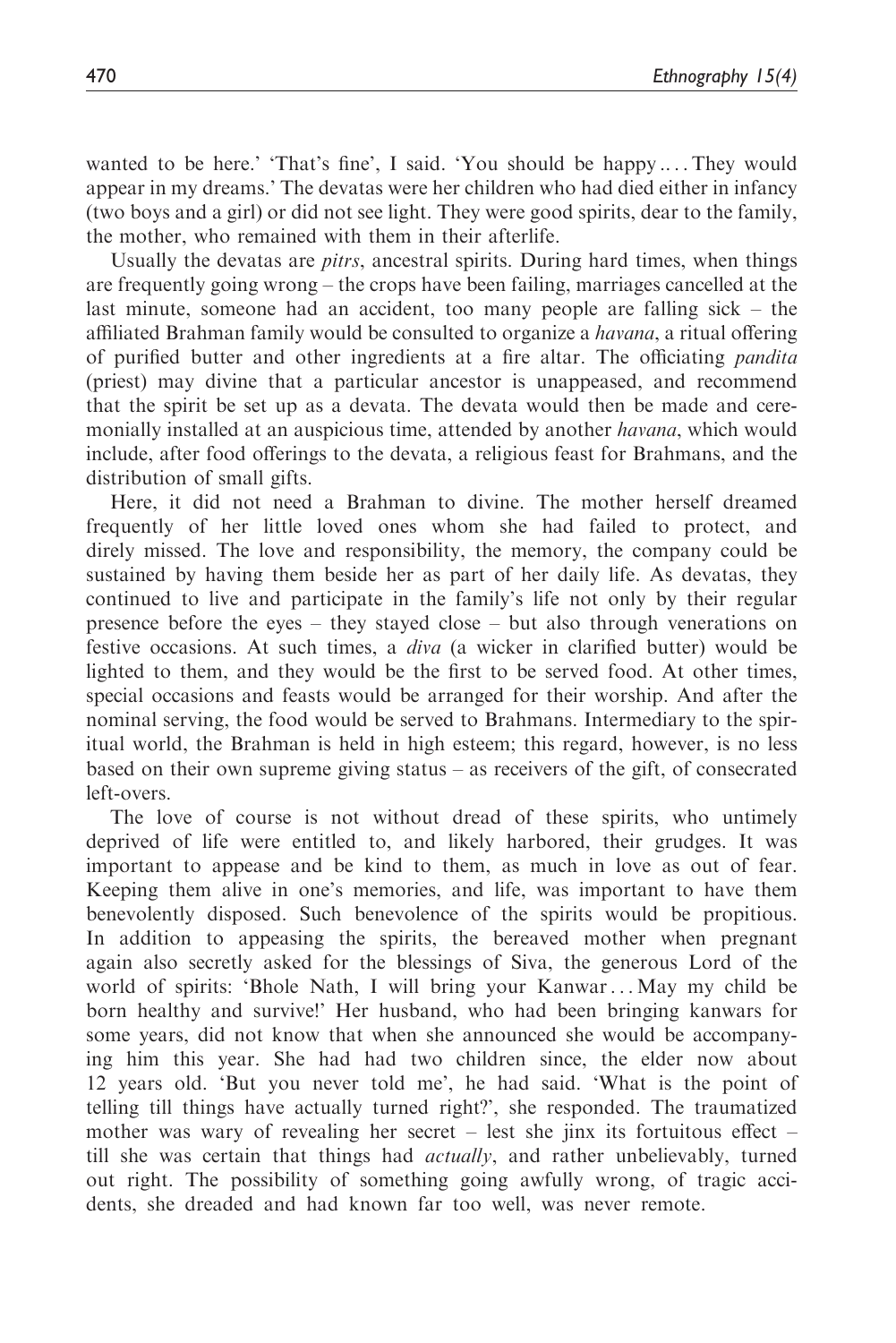wanted to be here.' 'That's fine', I said. 'You should be happy.... They would appear in my dreams.' The devatas were her children who had died either in infancy (two boys and a girl) or did not see light. They were good spirits, dear to the family, the mother, who remained with them in their afterlife.

Usually the devatas are *pitrs*, ancestral spirits. During hard times, when things are frequently going wrong – the crops have been failing, marriages cancelled at the last minute, someone had an accident, too many people are falling sick – the affiliated Brahman family would be consulted to organize a *havana*, a ritual offering of purified butter and other ingredients at a fire altar. The officiating *pandita* (priest) may divine that a particular ancestor is unappeased, and recommend that the spirit be set up as a devata. The devata would then be made and ceremonially installed at an auspicious time, attended by another *havana*, which would include, after food offerings to the devata, a religious feast for Brahmans, and the distribution of small gifts.

Here, it did not need a Brahman to divine. The mother herself dreamed frequently of her little loved ones whom she had failed to protect, and direly missed. The love and responsibility, the memory, the company could be sustained by having them beside her as part of her daily life. As devatas, they continued to live and participate in the family's life not only by their regular presence before the eyes – they stayed close – but also through venerations on festive occasions. At such times, a *diva* (a wicker in clarified butter) would be lighted to them, and they would be the first to be served food. At other times, special occasions and feasts would be arranged for their worship. And after the nominal serving, the food would be served to Brahmans. Intermediary to the spiritual world, the Brahman is held in high esteem; this regard, however, is no less based on their own supreme giving status – as receivers of the gift, of consecrated left-overs.

The love of course is not without dread of these spirits, who untimely deprived of life were entitled to, and likely harbored, their grudges. It was important to appease and be kind to them, as much in love as out of fear. Keeping them alive in one's memories, and life, was important to have them benevolently disposed. Such benevolence of the spirits would be propitious. In addition to appeasing the spirits, the bereaved mother when pregnant again also secretly asked for the blessings of Siva, the generous Lord of the world of spirits: 'Bhole Nath, I will bring your Kanwar... May my child be born healthy and survive!' Her husband, who had been bringing kanwars for some years, did not know that when she announced she would be accompanying him this year. She had had two children since, the elder now about 12 years old. 'But you never told me', he had said. 'What is the point of telling till things have actually turned right?', she responded. The traumatized mother was wary of revealing her secret – lest she jinx its fortuitous effect – till she was certain that things had *actually*, and rather unbelievably, turned out right. The possibility of something going awfully wrong, of tragic accidents, she dreaded and had known far too well, was never remote.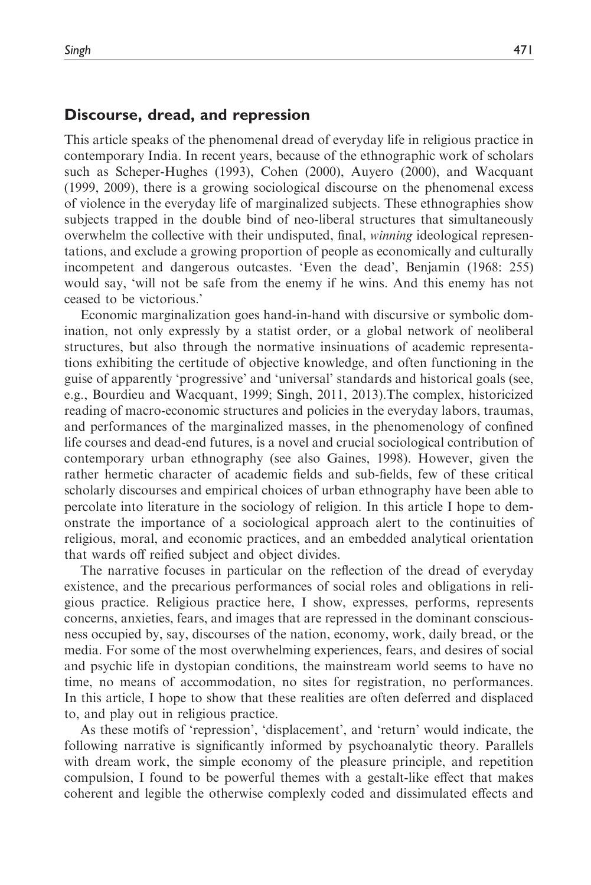## Discourse, dread, and repression

This article speaks of the phenomenal dread of everyday life in religious practice in contemporary India. In recent years, because of the ethnographic work of scholars such as Scheper-Hughes (1993), Cohen (2000), Auyero (2000), and Wacquant (1999, 2009), there is a growing sociological discourse on the phenomenal excess of violence in the everyday life of marginalized subjects. These ethnographies show subjects trapped in the double bind of neo-liberal structures that simultaneously overwhelm the collective with their undisputed, final, *winning* ideological representations, and exclude a growing proportion of people as economically and culturally incompetent and dangerous outcastes. 'Even the dead', Benjamin (1968: 255) would say, 'will not be safe from the enemy if he wins. And this enemy has not ceased to be victorious.'

Economic marginalization goes hand-in-hand with discursive or symbolic domination, not only expressly by a statist order, or a global network of neoliberal structures, but also through the normative insinuations of academic representations exhibiting the certitude of objective knowledge, and often functioning in the guise of apparently 'progressive' and 'universal' standards and historical goals (see, e.g., Bourdieu and Wacquant, 1999; Singh, 2011, 2013).The complex, historicized reading of macro-economic structures and policies in the everyday labors, traumas, and performances of the marginalized masses, in the phenomenology of confined life courses and dead-end futures, is a novel and crucial sociological contribution of contemporary urban ethnography (see also Gaines, 1998). However, given the rather hermetic character of academic fields and sub-fields, few of these critical scholarly discourses and empirical choices of urban ethnography have been able to percolate into literature in the sociology of religion. In this article I hope to demonstrate the importance of a sociological approach alert to the continuities of religious, moral, and economic practices, and an embedded analytical orientation that wards off reified subject and object divides.

The narrative focuses in particular on the reflection of the dread of everyday existence, and the precarious performances of social roles and obligations in religious practice. Religious practice here, I show, expresses, performs, represents concerns, anxieties, fears, and images that are repressed in the dominant consciousness occupied by, say, discourses of the nation, economy, work, daily bread, or the media. For some of the most overwhelming experiences, fears, and desires of social and psychic life in dystopian conditions, the mainstream world seems to have no time, no means of accommodation, no sites for registration, no performances. In this article, I hope to show that these realities are often deferred and displaced to, and play out in religious practice.

As these motifs of 'repression', 'displacement', and 'return' would indicate, the following narrative is significantly informed by psychoanalytic theory. Parallels with dream work, the simple economy of the pleasure principle, and repetition compulsion, I found to be powerful themes with a gestalt-like effect that makes coherent and legible the otherwise complexly coded and dissimulated effects and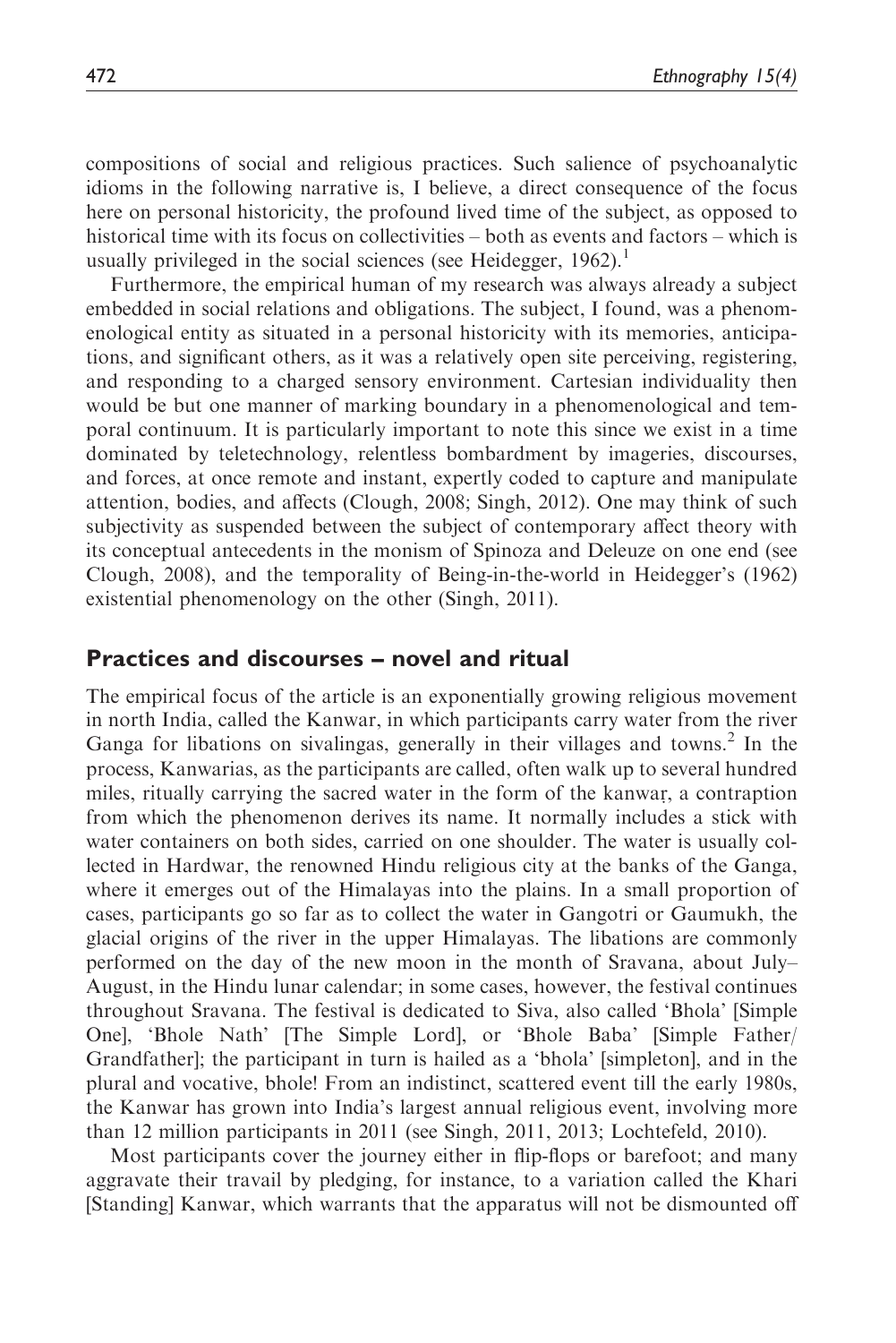compositions of social and religious practices. Such salience of psychoanalytic idioms in the following narrative is, I believe, a direct consequence of the focus here on personal historicity, the profound lived time of the subject, as opposed to historical time with its focus on collectivities – both as events and factors – which is usually privileged in the social sciences (see Heidegger, 1962).[1]

Furthermore, the empirical human of my research was always already a subject embedded in social relations and obligations. The subject, I found, was a phenomenological entity as situated in a personal historicity with its memories, anticipations, and significant others, as it was a relatively open site perceiving, registering, and responding to a charged sensory environment. Cartesian individuality then would be but one manner of marking boundary in a phenomenological and temporal continuum. It is particularly important to note this since we exist in a time dominated by teletechnology, relentless bombardment by imageries, discourses, and forces, at once remote and instant, expertly coded to capture and manipulate attention, bodies, and affects (Clough, 2008; Singh, 2012). One may think of such subjectivity as suspended between the subject of contemporary affect theory with its conceptual antecedents in the monism of Spinoza and Deleuze on one end (see Clough, 2008), and the temporality of Being-in-the-world in Heidegger's (1962) existential phenomenology on the other (Singh, 2011).

## Practices and discourses – novel and ritual

The empirical focus of the article is an exponentially growing religious movement in north India, called the Kanwar, in which participants carry water from the river Ganga for libations on sivalingas, generally in their villages and towns.[2] In the process, Kanwarias, as the participants are called, often walk up to several hundred miles, ritually carrying the sacred water in the form of the kanwaṛ, a contraption from which the phenomenon derives its name. It normally includes a stick with water containers on both sides, carried on one shoulder. The water is usually collected in Hardwar, the renowned Hindu religious city at the banks of the Ganga, where it emerges out of the Himalayas into the plains. In a small proportion of cases, participants go so far as to collect the water in Gangotri or Gaumukh, the glacial origins of the river in the upper Himalayas. The libations are commonly performed on the day of the new moon in the month of Sravana, about July–August, in the Hindu lunar calendar; in some cases, however, the festival continues throughout Sravana. The festival is dedicated to Siva, also called 'Bhola' [Simple One], 'Bhole Nath' [The Simple Lord], or 'Bhole Baba' [Simple Father/Grandfather]; the participant in turn is hailed as a 'bhola' [simpleton], and in the plural and vocative, bhole! From an indistinct, scattered event till the early 1980s, the Kanwar has grown into India's largest annual religious event, involving more than 12 million participants in 2011 (see Singh, 2011, 2013; Lochtefeld, 2010).

Most participants cover the journey either in flip-flops or barefoot; and many aggravate their travail by pledging, for instance, to a variation called the Khari [Standing] Kanwar, which warrants that the apparatus will not be dismounted off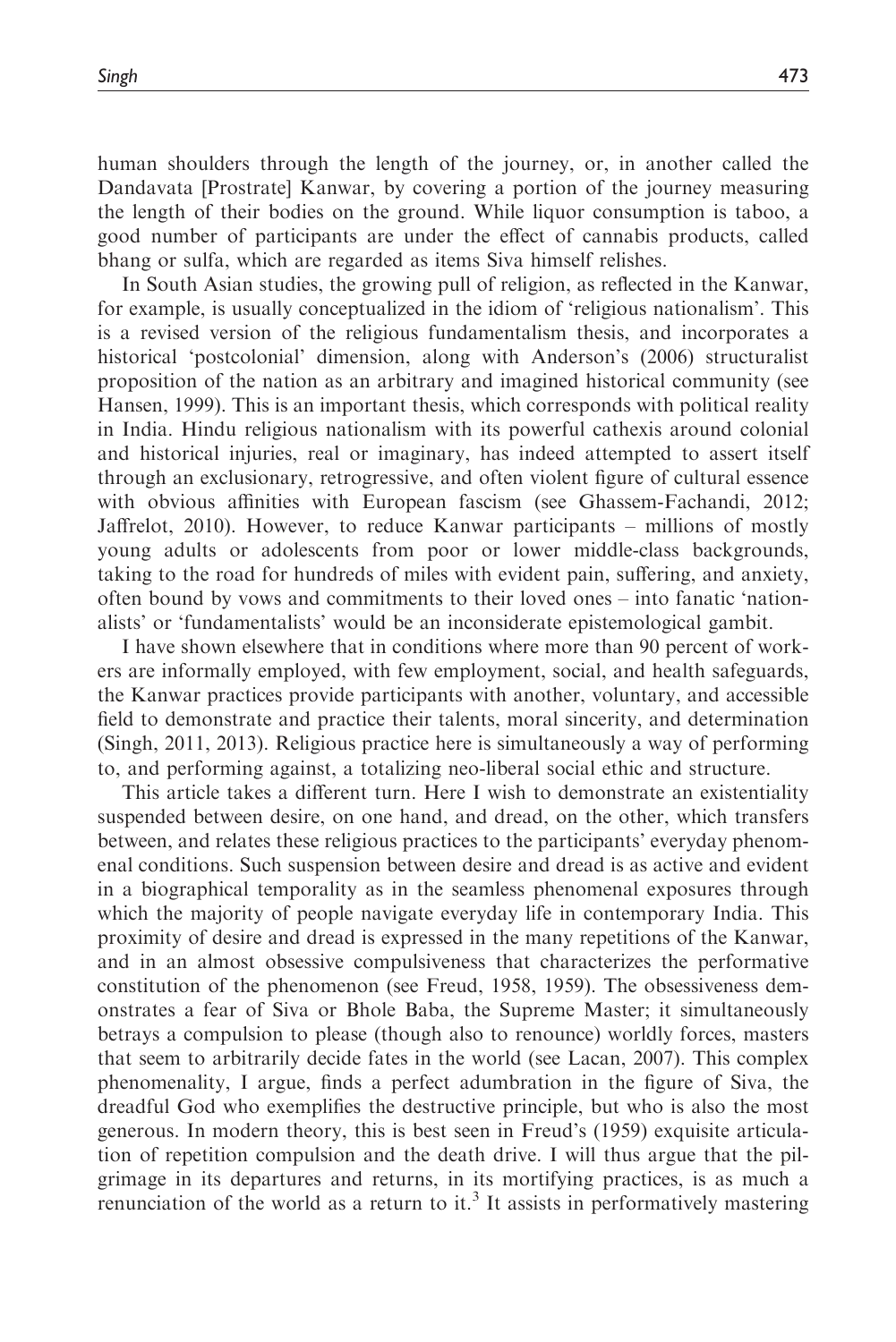human shoulders through the length of the journey, or, in another called the Dandavata [Prostrate] Kanwar, by covering a portion of the journey measuring the length of their bodies on the ground. While liquor consumption is taboo, a good number of participants are under the effect of cannabis products, called bhang or sulfa, which are regarded as items Siva himself relishes.

In South Asian studies, the growing pull of religion, as reflected in the Kanwar, for example, is usually conceptualized in the idiom of 'religious nationalism'. This is a revised version of the religious fundamentalism thesis, and incorporates a historical 'postcolonial' dimension, along with Anderson's (2006) structuralist proposition of the nation as an arbitrary and imagined historical community (see Hansen, 1999). This is an important thesis, which corresponds with political reality in India. Hindu religious nationalism with its powerful cathexis around colonial and historical injuries, real or imaginary, has indeed attempted to assert itself through an exclusionary, retrogressive, and often violent figure of cultural essence with obvious affinities with European fascism (see Ghassem-Fachandi, 2012; Jaffrelot, 2010). However, to reduce Kanwar participants – millions of mostly young adults or adolescents from poor or lower middle-class backgrounds, taking to the road for hundreds of miles with evident pain, suffering, and anxiety, often bound by vows and commitments to their loved ones – into fanatic 'nationalists' or 'fundamentalists' would be an inconsiderate epistemological gambit.

I have shown elsewhere that in conditions where more than 90 percent of workers are informally employed, with few employment, social, and health safeguards, the Kanwar practices provide participants with another, voluntary, and accessible field to demonstrate and practice their talents, moral sincerity, and determination (Singh, 2011, 2013). Religious practice here is simultaneously a way of performing to, and performing against, a totalizing neo-liberal social ethic and structure.

This article takes a different turn. Here I wish to demonstrate an existentiality suspended between desire, on one hand, and dread, on the other, which transfers between, and relates these religious practices to the participants' everyday phenomenal conditions. Such suspension between desire and dread is as active and evident in a biographical temporality as in the seamless phenomenal exposures through which the majority of people navigate everyday life in contemporary India. This proximity of desire and dread is expressed in the many repetitions of the Kanwar, and in an almost obsessive compulsiveness that characterizes the performative constitution of the phenomenon (see Freud, 1958, 1959). The obsessiveness demonstrates a fear of Siva or Bhole Baba, the Supreme Master; it simultaneously betrays a compulsion to please (though also to renounce) worldly forces, masters that seem to arbitrarily decide fates in the world (see Lacan, 2007). This complex phenomenality, I argue, finds a perfect adumbration in the figure of Siva, the dreadful God who exemplifies the destructive principle, but who is also the most generous. In modern theory, this is best seen in Freud's (1959) exquisite articulation of repetition compulsion and the death drive. I will thus argue that the pilgrimage in its departures and returns, in its mortifying practices, is as much a renunciation of the world as a return to it.[3] It assists in performatively mastering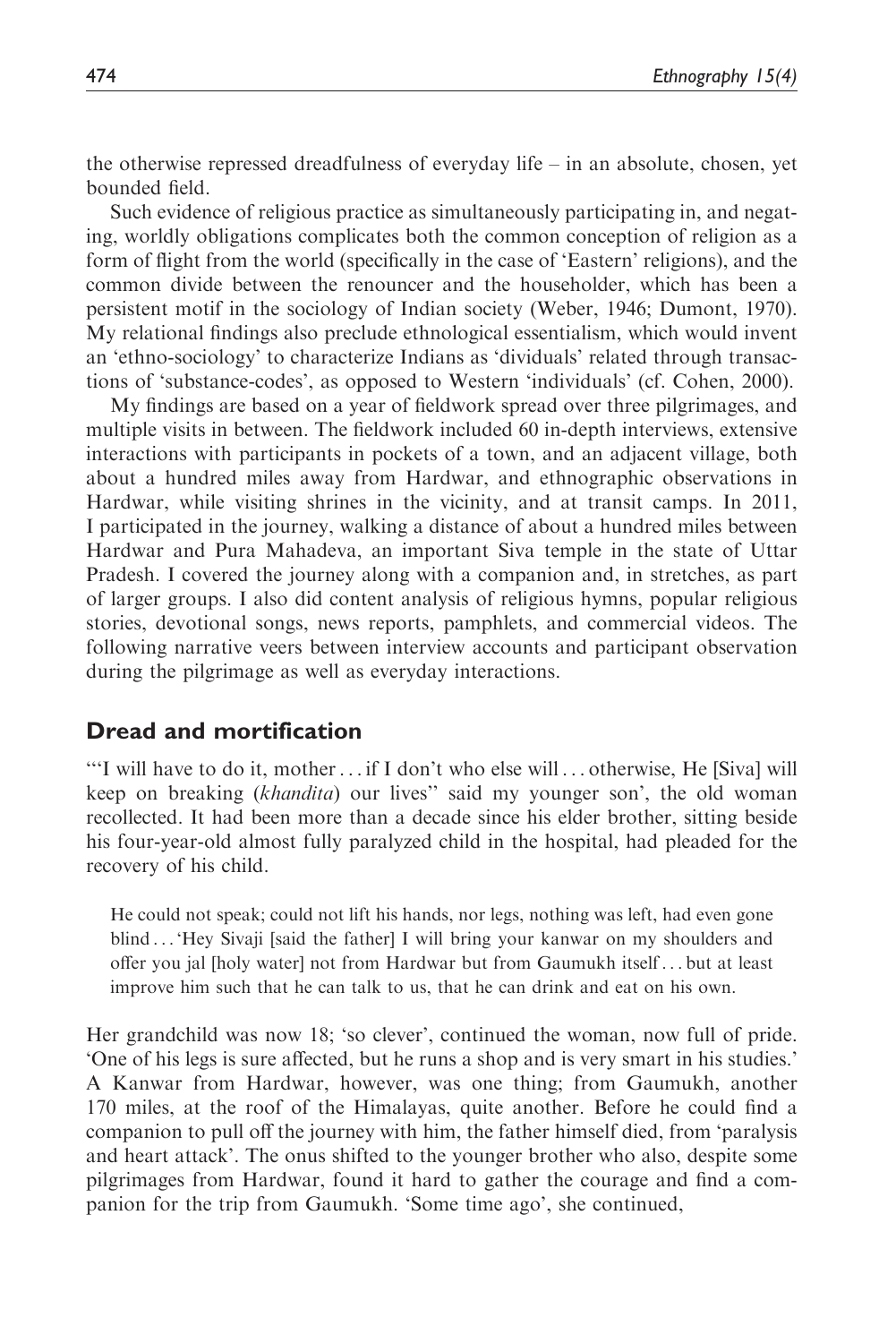the otherwise repressed dreadfulness of everyday life – in an absolute, chosen, yet bounded field.

Such evidence of religious practice as simultaneously participating in, and negating, worldly obligations complicates both the common conception of religion as a form of flight from the world (specifically in the case of 'Eastern' religions), and the common divide between the renouncer and the householder, which has been a persistent motif in the sociology of Indian society (Weber, 1946; Dumont, 1970). My relational findings also preclude ethnological essentialism, which would invent an 'ethno-sociology' to characterize Indians as 'dividuals' related through transactions of 'substance-codes', as opposed to Western 'individuals' (cf. Cohen, 2000).

My findings are based on a year of fieldwork spread over three pilgrimages, and multiple visits in between. The fieldwork included 60 in-depth interviews, extensive interactions with participants in pockets of a town, and an adjacent village, both about a hundred miles away from Hardwar, and ethnographic observations in Hardwar, while visiting shrines in the vicinity, and at transit camps. In 2011, I participated in the journey, walking a distance of about a hundred miles between Hardwar and Pura Mahadeva, an important Siva temple in the state of Uttar Pradesh. I covered the journey along with a companion and, in stretches, as part of larger groups. I also did content analysis of religious hymns, popular religious stories, devotional songs, news reports, pamphlets, and commercial videos. The following narrative veers between interview accounts and participant observation during the pilgrimage as well as everyday interactions.

## Dread and mortification

'"I will have to do it, mother ... if I don't who else will ... otherwise, He [Siva] will keep on breaking (*khandita*) our lives" said my younger son', the old woman recollected. It had been more than a decade since his elder brother, sitting beside his four-year-old almost fully paralyzed child in the hospital, had pleaded for the recovery of his child.

> He could not speak; could not lift his hands, nor legs, nothing was left, had even gone blind ... 'Hey Sivaji [said the father] I will bring your kanwar on my shoulders and offer you jal [holy water] not from Hardwar but from Gaumukh itself ... but at least improve him such that he can talk to us, that he can drink and eat on his own.

Her grandchild was now 18; 'so clever', continued the woman, now full of pride. 'One of his legs is sure affected, but he runs a shop and is very smart in his studies.' A Kanwar from Hardwar, however, was one thing; from Gaumukh, another 170 miles, at the roof of the Himalayas, quite another. Before he could find a companion to pull off the journey with him, the father himself died, from 'paralysis and heart attack'. The onus shifted to the younger brother who also, despite some pilgrimages from Hardwar, found it hard to gather the courage and find a companion for the trip from Gaumukh. 'Some time ago', she continued,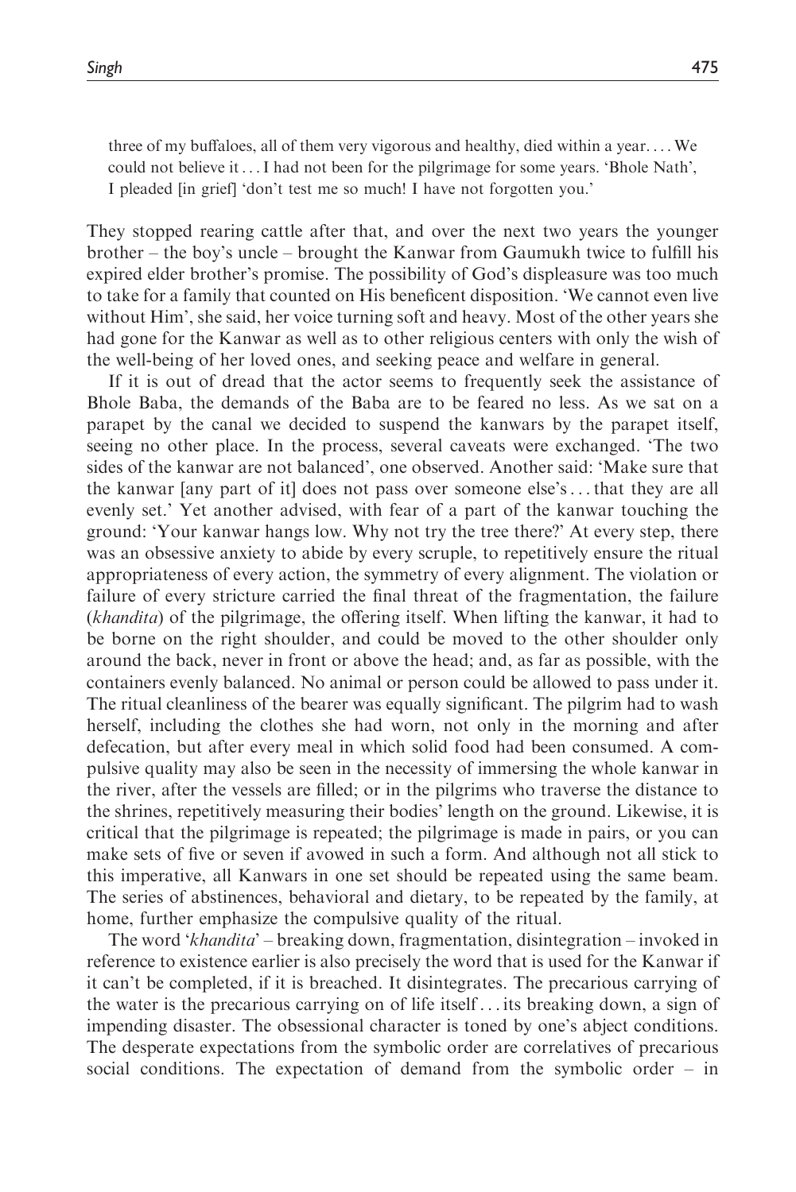> three of my buffaloes, all of them very vigorous and healthy, died within a year. ... We could not believe it ... I had not been for the pilgrimage for some years. 'Bhole Nath', I pleaded [in grief] 'don't test me so much! I have not forgotten you.'

They stopped rearing cattle after that, and over the next two years the younger brother – the boy's uncle – brought the Kanwar from Gaumukh twice to fulfill his expired elder brother's promise. The possibility of God's displeasure was too much to take for a family that counted on His beneficent disposition. 'We cannot even live without Him', she said, her voice turning soft and heavy. Most of the other years she had gone for the Kanwar as well as to other religious centers with only the wish of the well-being of her loved ones, and seeking peace and welfare in general.

If it is out of dread that the actor seems to frequently seek the assistance of Bhole Baba, the demands of the Baba are to be feared no less. As we sat on a parapet by the canal we decided to suspend the kanwars by the parapet itself, seeing no other place. In the process, several caveats were exchanged. 'The two sides of the kanwar are not balanced', one observed. Another said: 'Make sure that the kanwar [any part of it] does not pass over someone else's ... that they are all evenly set.' Yet another advised, with fear of a part of the kanwar touching the ground: 'Your kanwar hangs low. Why not try the tree there?' At every step, there was an obsessive anxiety to abide by every scruple, to repetitively ensure the ritual appropriateness of every action, the symmetry of every alignment. The violation or failure of every stricture carried the final threat of the fragmentation, the failure (*khandita*) of the pilgrimage, the offering itself. When lifting the kanwar, it had to be borne on the right shoulder, and could be moved to the other shoulder only around the back, never in front or above the head; and, as far as possible, with the containers evenly balanced. No animal or person could be allowed to pass under it. The ritual cleanliness of the bearer was equally significant. The pilgrim had to wash herself, including the clothes she had worn, not only in the morning and after defecation, but after every meal in which solid food had been consumed. A compulsive quality may also be seen in the necessity of immersing the whole kanwar in the river, after the vessels are filled; or in the pilgrims who traverse the distance to the shrines, repetitively measuring their bodies' length on the ground. Likewise, it is critical that the pilgrimage is repeated; the pilgrimage is made in pairs, or you can make sets of five or seven if avowed in such a form. And although not all stick to this imperative, all Kanwars in one set should be repeated using the same beam. The series of abstinences, behavioral and dietary, to be repeated by the family, at home, further emphasize the compulsive quality of the ritual.

The word '*khandita*' – breaking down, fragmentation, disintegration – invoked in reference to existence earlier is also precisely the word that is used for the Kanwar if it can't be completed, if it is breached. It disintegrates. The precarious carrying of the water is the precarious carrying on of life itself ... its breaking down, a sign of impending disaster. The obsessional character is toned by one's abject conditions. The desperate expectations from the symbolic order are correlatives of precarious social conditions. The expectation of demand from the symbolic order – in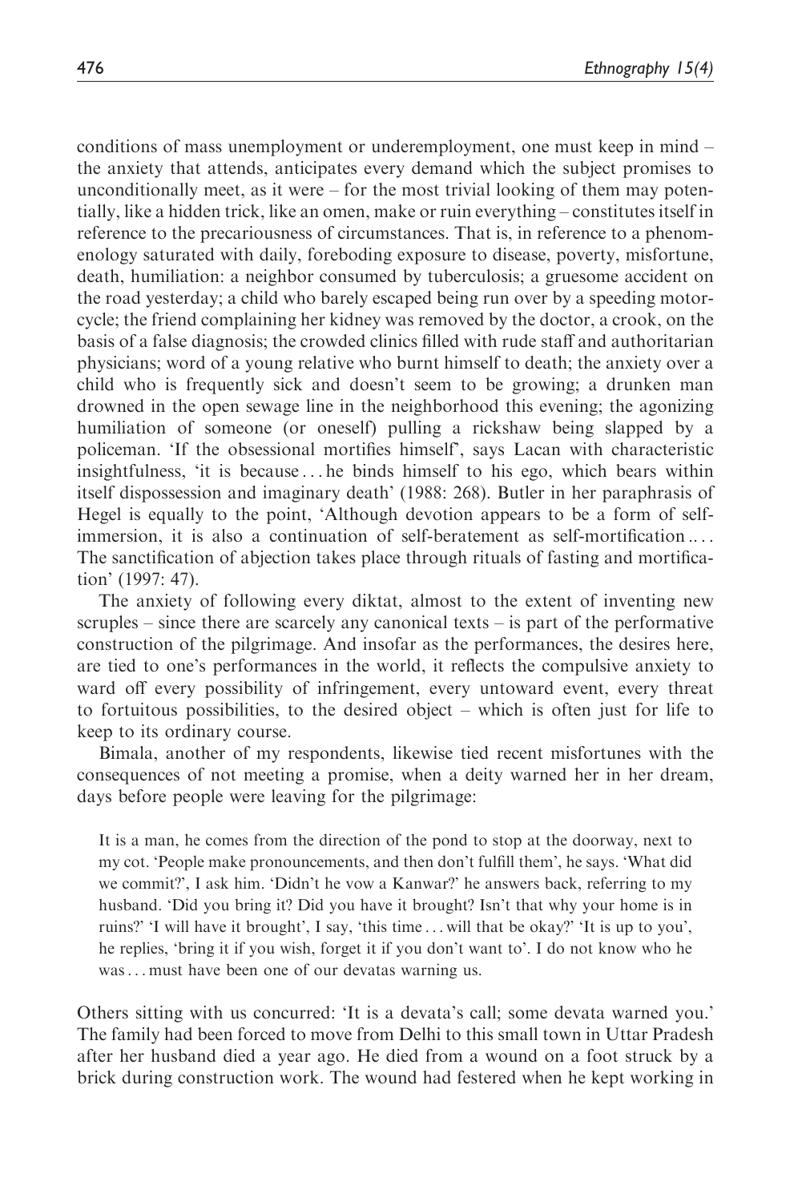conditions of mass unemployment or underemployment, one must keep in mind – the anxiety that attends, anticipates every demand which the subject promises to unconditionally meet, as it were – for the most trivial looking of them may potentially, like a hidden trick, like an omen, make or ruin everything – constitutes itself in reference to the precariousness of circumstances. That is, in reference to a phenomenology saturated with daily, foreboding exposure to disease, poverty, misfortune, death, humiliation: a neighbor consumed by tuberculosis; a gruesome accident on the road yesterday; a child who barely escaped being run over by a speeding motorcycle; the friend complaining her kidney was removed by the doctor, a crook, on the basis of a false diagnosis; the crowded clinics filled with rude staff and authoritarian physicians; word of a young relative who burnt himself to death; the anxiety over a child who is frequently sick and doesn't seem to be growing; a drunken man drowned in the open sewage line in the neighborhood this evening; the agonizing humiliation of someone (or oneself) pulling a rickshaw being slapped by a policeman. 'If the obsessional mortifies himself', says Lacan with characteristic insightfulness, 'it is because . . . he binds himself to his ego, which bears within itself dispossession and imaginary death' (1988: 268). Butler in her paraphrasis of Hegel is equally to the point, 'Although devotion appears to be a form of self-immersion, it is also a continuation of self-beratement as self-mortification .. . . The sanctification of abjection takes place through rituals of fasting and mortification' (1997: 47).

The anxiety of following every diktat, almost to the extent of inventing new scruples – since there are scarcely any canonical texts – is part of the performative construction of the pilgrimage. And insofar as the performances, the desires here, are tied to one's performances in the world, it reflects the compulsive anxiety to ward off every possibility of infringement, every untoward event, every threat to fortuitous possibilities, to the desired object – which is often just for life to keep to its ordinary course.

Bimala, another of my respondents, likewise tied recent misfortunes with the consequences of not meeting a promise, when a deity warned her in her dream, days before people were leaving for the pilgrimage:

> It is a man, he comes from the direction of the pond to stop at the doorway, next to my cot. 'People make pronouncements, and then don't fulfill them', he says. 'What did we commit?', I ask him. 'Didn't he vow a Kanwar?' he answers back, referring to my husband. 'Did you bring it? Did you have it brought? Isn't that why your home is in ruins?' 'I will have it brought', I say, 'this time . . . will that be okay?' 'It is up to you', he replies, 'bring it if you wish, forget it if you don't want to'. I do not know who he was . . . must have been one of our devatas warning us.

Others sitting with us concurred: 'It is a devata's call; some devata warned you.' The family had been forced to move from Delhi to this small town in Uttar Pradesh after her husband died a year ago. He died from a wound on a foot struck by a brick during construction work. The wound had festered when he kept working in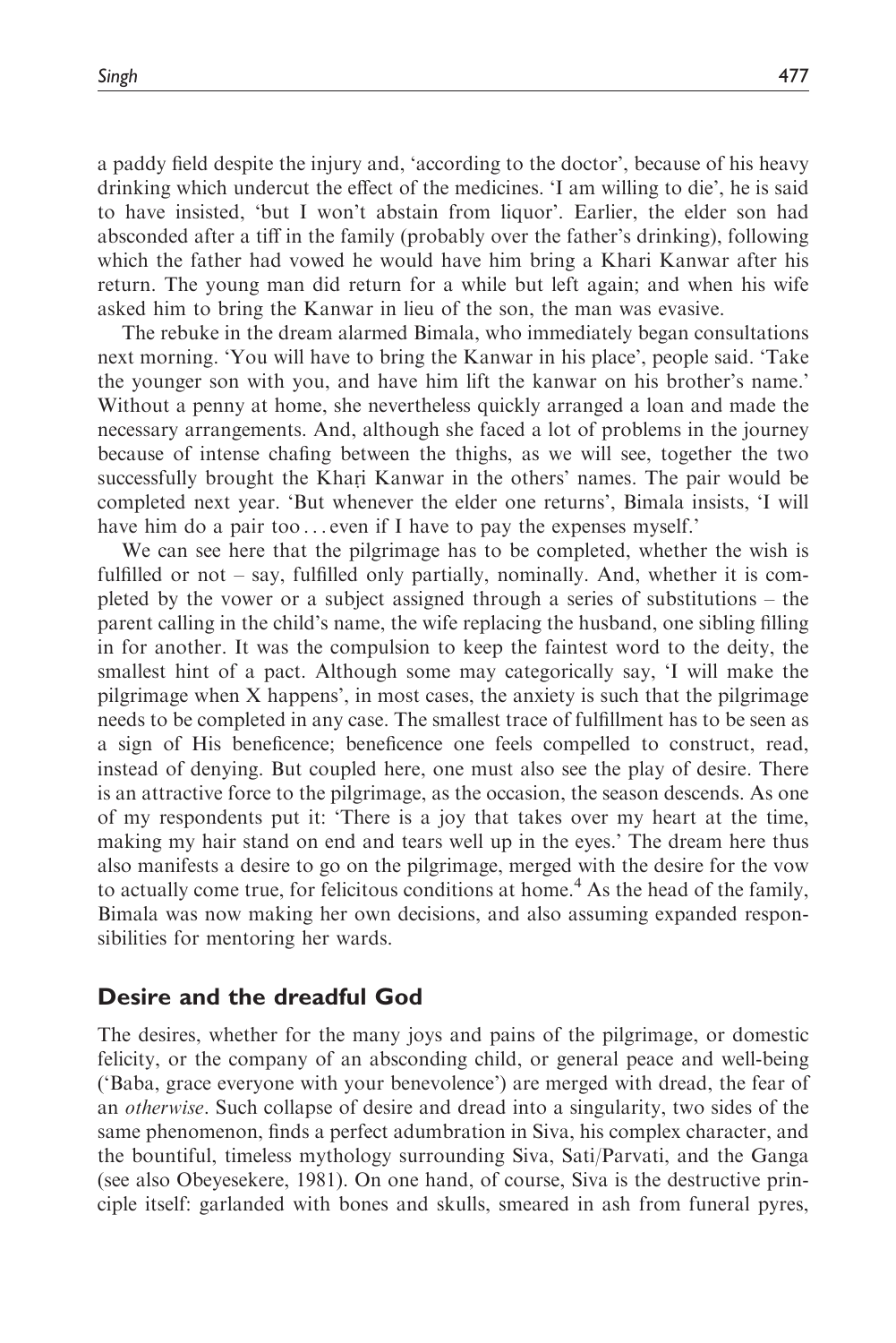a paddy field despite the injury and, 'according to the doctor', because of his heavy drinking which undercut the effect of the medicines. 'I am willing to die', he is said to have insisted, 'but I won't abstain from liquor'. Earlier, the elder son had absconded after a tiff in the family (probably over the father's drinking), following which the father had vowed he would have him bring a Khari Kanwar after his return. The young man did return for a while but left again; and when his wife asked him to bring the Kanwar in lieu of the son, the man was evasive.

The rebuke in the dream alarmed Bimala, who immediately began consultations next morning. 'You will have to bring the Kanwar in his place', people said. 'Take the younger son with you, and have him lift the kanwar on his brother's name.' Without a penny at home, she nevertheless quickly arranged a loan and made the necessary arrangements. And, although she faced a lot of problems in the journey because of intense chafing between the thighs, as we will see, together the two successfully brought the Khaṛi Kanwar in the others' names. The pair would be completed next year. 'But whenever the elder one returns', Bimala insists, 'I will have him do a pair too . . . even if I have to pay the expenses myself.'

We can see here that the pilgrimage has to be completed, whether the wish is fulfilled or not – say, fulfilled only partially, nominally. And, whether it is completed by the vower or a subject assigned through a series of substitutions – the parent calling in the child's name, the wife replacing the husband, one sibling filling in for another. It was the compulsion to keep the faintest word to the deity, the smallest hint of a pact. Although some may categorically say, 'I will make the pilgrimage when X happens', in most cases, the anxiety is such that the pilgrimage needs to be completed in any case. The smallest trace of fulfillment has to be seen as a sign of His beneficence; beneficence one feels compelled to construct, read, instead of denying. But coupled here, one must also see the play of desire. There is an attractive force to the pilgrimage, as the occasion, the season descends. As one of my respondents put it: 'There is a joy that takes over my heart at the time, making my hair stand on end and tears well up in the eyes.' The dream here thus also manifests a desire to go on the pilgrimage, merged with the desire for the vow to actually come true, for felicitous conditions at home.[4] As the head of the family, Bimala was now making her own decisions, and also assuming expanded responsibilities for mentoring her wards.

## Desire and the dreadful God

The desires, whether for the many joys and pains of the pilgrimage, or domestic felicity, or the company of an absconding child, or general peace and well-being ('Baba, grace everyone with your benevolence') are merged with dread, the fear of an *otherwise*. Such collapse of desire and dread into a singularity, two sides of the same phenomenon, finds a perfect adumbration in Siva, his complex character, and the bountiful, timeless mythology surrounding Siva, Sati/Parvati, and the Ganga (see also Obeyesekere, 1981). On one hand, of course, Siva is the destructive principle itself: garlanded with bones and skulls, smeared in ash from funeral pyres,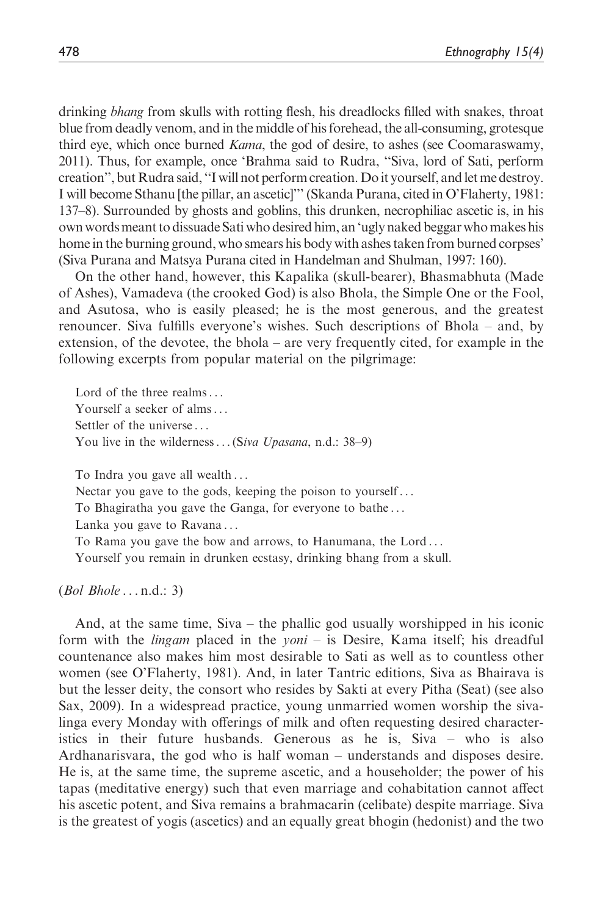drinking *bhang* from skulls with rotting flesh, his dreadlocks filled with snakes, throat blue from deadly venom, and in the middle of his forehead, the all-consuming, grotesque third eye, which once burned *Kama*, the god of desire, to ashes (see Coomaraswamy, 2011). Thus, for example, once 'Brahma said to Rudra, "Siva, lord of Sati, perform creation", but Rudra said, "I will not perform creation. Do it yourself, and let me destroy. I will become Sthanu [the pillar, an ascetic]"' (Skanda Purana, cited in O'Flaherty, 1981: 137–8). Surrounded by ghosts and goblins, this drunken, necrophiliac ascetic is, in his own words meant to dissuade Sati who desired him, an 'ugly naked beggar who makes his home in the burning ground, who smears his body with ashes taken from burned corpses' (Siva Purana and Matsya Purana cited in Handelman and Shulman, 1997: 160).

On the other hand, however, this Kapalika (skull-bearer), Bhasmabhuta (Made of Ashes), Vamadeva (the crooked God) is also Bhola, the Simple One or the Fool, and Asutosa, who is easily pleased; he is the most generous, and the greatest renouncer. Siva fulfills everyone's wishes. Such descriptions of Bhola – and, by extension, of the devotee, the bhola – are very frequently cited, for example in the following excerpts from popular material on the pilgrimage:

> Lord of the three realms . . .
> Yourself a seeker of alms . . .
> Settler of the universe . . .
> You live in the wilderness . . . (*Siva Upasana*, n.d.: 38–9)
>
> To Indra you gave all wealth . . .
> Nectar you gave to the gods, keeping the poison to yourself . . .
> To Bhagiratha you gave the Ganga, for everyone to bathe . . .
> Lanka you gave to Ravana . . .
> To Rama you gave the bow and arrows, to Hanumana, the Lord . . .
> Yourself you remain in drunken ecstasy, drinking bhang from a skull.

(*Bol Bhole* . . . n.d.: 3)

And, at the same time, Siva – the phallic god usually worshipped in his iconic form with the *lingam* placed in the *yoni* – is Desire, Kama itself; his dreadful countenance also makes him most desirable to Sati as well as to countless other women (see O'Flaherty, 1981). And, in later Tantric editions, Siva as Bhairava is but the lesser deity, the consort who resides by Sakti at every Pitha (Seat) (see also Sax, 2009). In a widespread practice, young unmarried women worship the sivalinga every Monday with offerings of milk and often requesting desired characteristics in their future husbands. Generous as he is, Siva – who is also Ardhanarisvara, the god who is half woman – understands and disposes desire. He is, at the same time, the supreme ascetic, and a householder; the power of his tapas (meditative energy) such that even marriage and cohabitation cannot affect his ascetic potent, and Siva remains a brahmacarin (celibate) despite marriage. Siva is the greatest of yogis (ascetics) and an equally great bhogin (hedonist) and the two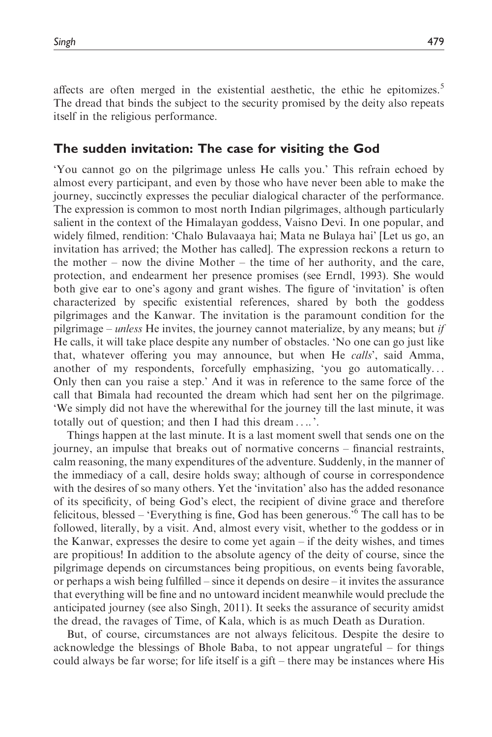affects are often merged in the existential aesthetic, the ethic he epitomizes.[5] The dread that binds the subject to the security promised by the deity also repeats itself in the religious performance.

## The sudden invitation: The case for visiting the God

'You cannot go on the pilgrimage unless He calls you.' This refrain echoed by almost every participant, and even by those who have never been able to make the journey, succinctly expresses the peculiar dialogical character of the performance. The expression is common to most north Indian pilgrimages, although particularly salient in the context of the Himalayan goddess, Vaisno Devi. In one popular, and widely filmed, rendition: 'Chalo Bulavaaya hai; Mata ne Bulaya hai' [Let us go, an invitation has arrived; the Mother has called]. The expression reckons a return to the mother – now the divine Mother – the time of her authority, and the care, protection, and endearment her presence promises (see Erndl, 1993). She would both give ear to one's agony and grant wishes. The figure of 'invitation' is often characterized by specific existential references, shared by both the goddess pilgrimages and the Kanwar. The invitation is the paramount condition for the pilgrimage – *unless* He invites, the journey cannot materialize, by any means; but *if* He calls, it will take place despite any number of obstacles. 'No one can go just like that, whatever offering you may announce, but when He *calls*', said Amma, another of my respondents, forcefully emphasizing, 'you go automatically... Only then can you raise a step.' And it was in reference to the same force of the call that Bimala had recounted the dream which had sent her on the pilgrimage. 'We simply did not have the wherewithal for the journey till the last minute, it was totally out of question; and then I had this dream ....'.

Things happen at the last minute. It is a last moment swell that sends one on the journey, an impulse that breaks out of normative concerns – financial restraints, calm reasoning, the many expenditures of the adventure. Suddenly, in the manner of the immediacy of a call, desire holds sway; although of course in correspondence with the desires of so many others. Yet the 'invitation' also has the added resonance of its specificity, of being God's elect, the recipient of divine grace and therefore felicitous, blessed – 'Everything is fine, God has been generous.'[6] The call has to be followed, literally, by a visit. And, almost every visit, whether to the goddess or in the Kanwar, expresses the desire to come yet again – if the deity wishes, and times are propitious! In addition to the absolute agency of the deity of course, since the pilgrimage depends on circumstances being propitious, on events being favorable, or perhaps a wish being fulfilled – since it depends on desire – it invites the assurance that everything will be fine and no untoward incident meanwhile would preclude the anticipated journey (see also Singh, 2011). It seeks the assurance of security amidst the dread, the ravages of Time, of Kala, which is as much Death as Duration.

But, of course, circumstances are not always felicitous. Despite the desire to acknowledge the blessings of Bhole Baba, to not appear ungrateful – for things could always be far worse; for life itself is a gift – there may be instances where His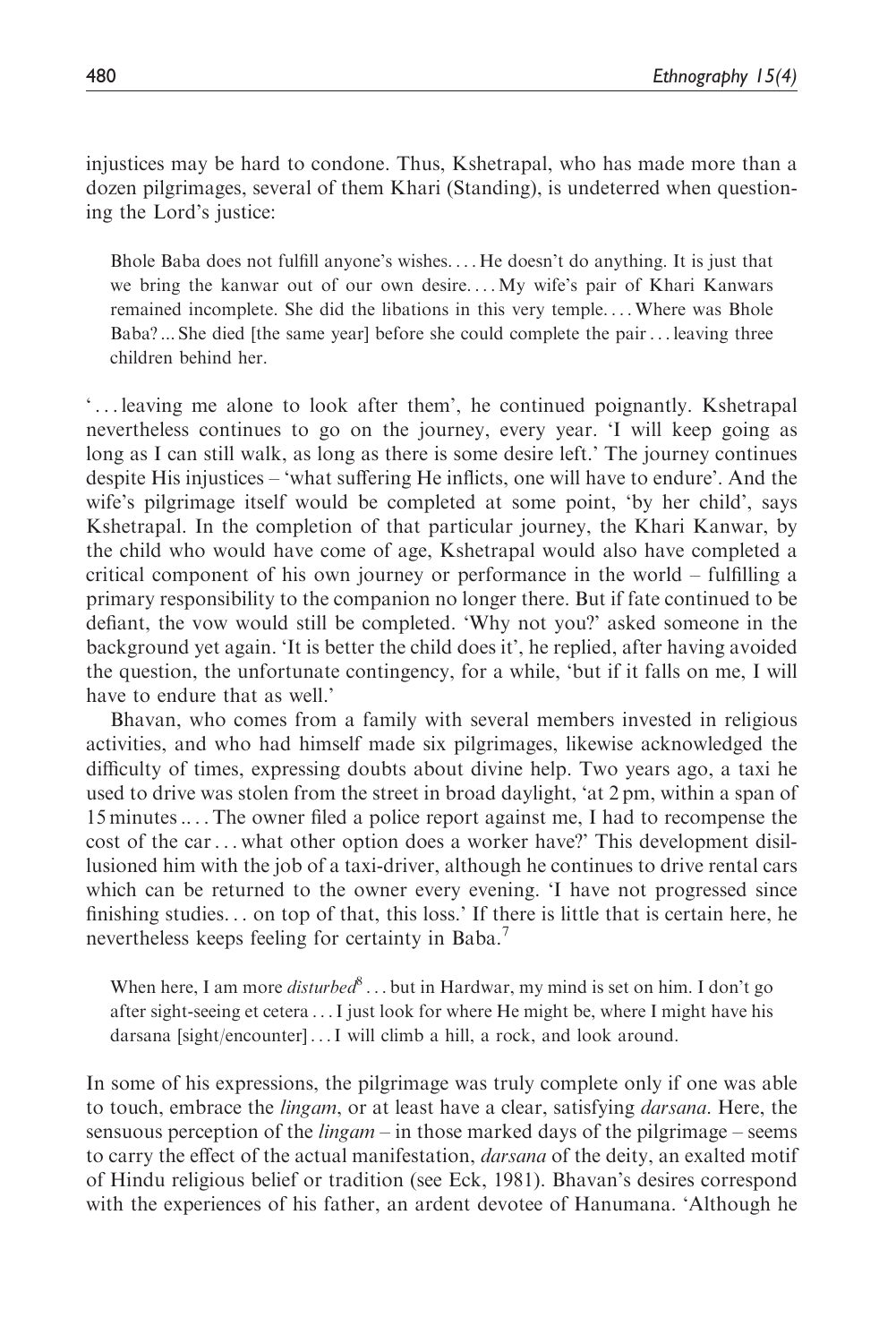injustices may be hard to condone. Thus, Kshetrapal, who has made more than a dozen pilgrimages, several of them Khari (Standing), is undeterred when questioning the Lord's justice:

> Bhole Baba does not fulfill anyone's wishes. ... He doesn't do anything. It is just that we bring the kanwar out of our own desire. ... My wife's pair of Khari Kanwars remained incomplete. She did the libations in this very temple. ... Where was Bhole Baba? ... She died [the same year] before she could complete the pair ... leaving three children behind her.

'... leaving me alone to look after them', he continued poignantly. Kshetrapal nevertheless continues to go on the journey, every year. 'I will keep going as long as I can still walk, as long as there is some desire left.' The journey continues despite His injustices – 'what suffering He inflicts, one will have to endure'. And the wife's pilgrimage itself would be completed at some point, 'by her child', says Kshetrapal. In the completion of that particular journey, the Khari Kanwar, by the child who would have come of age, Kshetrapal would also have completed a critical component of his own journey or performance in the world – fulfilling a primary responsibility to the companion no longer there. But if fate continued to be defiant, the vow would still be completed. 'Why not you?' asked someone in the background yet again. 'It is better the child does it', he replied, after having avoided the question, the unfortunate contingency, for a while, 'but if it falls on me, I will have to endure that as well.'

Bhavan, who comes from a family with several members invested in religious activities, and who had himself made six pilgrimages, likewise acknowledged the difficulty of times, expressing doubts about divine help. Two years ago, a taxi he used to drive was stolen from the street in broad daylight, 'at 2 pm, within a span of 15 minutes .... The owner filed a police report against me, I had to recompense the cost of the car ... what other option does a worker have?' This development disillusioned him with the job of a taxi-driver, although he continues to drive rental cars which can be returned to the owner every evening. 'I have not progressed since finishing studies... on top of that, this loss.' If there is little that is certain here, he nevertheless keeps feeling for certainty in Baba.[7]

> When here, I am more *disturbed*[8] ... but in Hardwar, my mind is set on him. I don't go after sight-seeing et cetera ... I just look for where He might be, where I might have his darsana [sight/encounter] ... I will climb a hill, a rock, and look around.

In some of his expressions, the pilgrimage was truly complete only if one was able to touch, embrace the *lingam*, or at least have a clear, satisfying *darsana*. Here, the sensuous perception of the *lingam* – in those marked days of the pilgrimage – seems to carry the effect of the actual manifestation, *darsana* of the deity, an exalted motif of Hindu religious belief or tradition (see Eck, 1981). Bhavan's desires correspond with the experiences of his father, an ardent devotee of Hanumana. 'Although he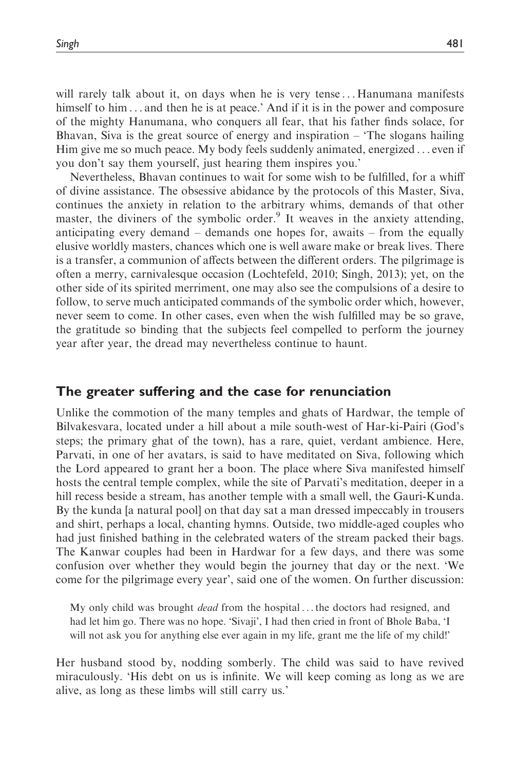will rarely talk about it, on days when he is very tense . . . Hanumana manifests himself to him . . . and then he is at peace.' And if it is in the power and composure of the mighty Hanumana, who conquers all fear, that his father finds solace, for Bhavan, Siva is the great source of energy and inspiration – 'The slogans hailing Him give me so much peace. My body feels suddenly animated, energized . . . even if you don't say them yourself, just hearing them inspires you.'

Nevertheless, Bhavan continues to wait for some wish to be fulfilled, for a whiff of divine assistance. The obsessive abidance by the protocols of this Master, Siva, continues the anxiety in relation to the arbitrary whims, demands of that other master, the diviners of the symbolic order.[9] It weaves in the anxiety attending, anticipating every demand – demands one hopes for, awaits – from the equally elusive worldly masters, chances which one is well aware make or break lives. There is a transfer, a communion of affects between the different orders. The pilgrimage is often a merry, carnivalesque occasion (Lochtefeld, 2010; Singh, 2013); yet, on the other side of its spirited merriment, one may also see the compulsions of a desire to follow, to serve much anticipated commands of the symbolic order which, however, never seem to come. In other cases, even when the wish fulfilled may be so grave, the gratitude so binding that the subjects feel compelled to perform the journey year after year, the dread may nevertheless continue to haunt.

## The greater suffering and the case for renunciation

Unlike the commotion of the many temples and ghats of Hardwar, the temple of Bilvakesvara, located under a hill about a mile south-west of Har-ki-Pairi (God's steps; the primary ghat of the town), has a rare, quiet, verdant ambience. Here, Parvati, in one of her avatars, is said to have meditated on Siva, following which the Lord appeared to grant her a boon. The place where Siva manifested himself hosts the central temple complex, while the site of Parvati's meditation, deeper in a hill recess beside a stream, has another temple with a small well, the Gauri-Kunda. By the kunda [a natural pool] on that day sat a man dressed impeccably in trousers and shirt, perhaps a local, chanting hymns. Outside, two middle-aged couples who had just finished bathing in the celebrated waters of the stream packed their bags. The Kanwar couples had been in Hardwar for a few days, and there was some confusion over whether they would begin the journey that day or the next. 'We come for the pilgrimage every year', said one of the women. On further discussion:

> My only child was brought *dead* from the hospital . . . the doctors had resigned, and had let him go. There was no hope. 'Sivaji', I had then cried in front of Bhole Baba, 'I will not ask you for anything else ever again in my life, grant me the life of my child!'

Her husband stood by, nodding somberly. The child was said to have revived miraculously. 'His debt on us is infinite. We will keep coming as long as we are alive, as long as these limbs will still carry us.'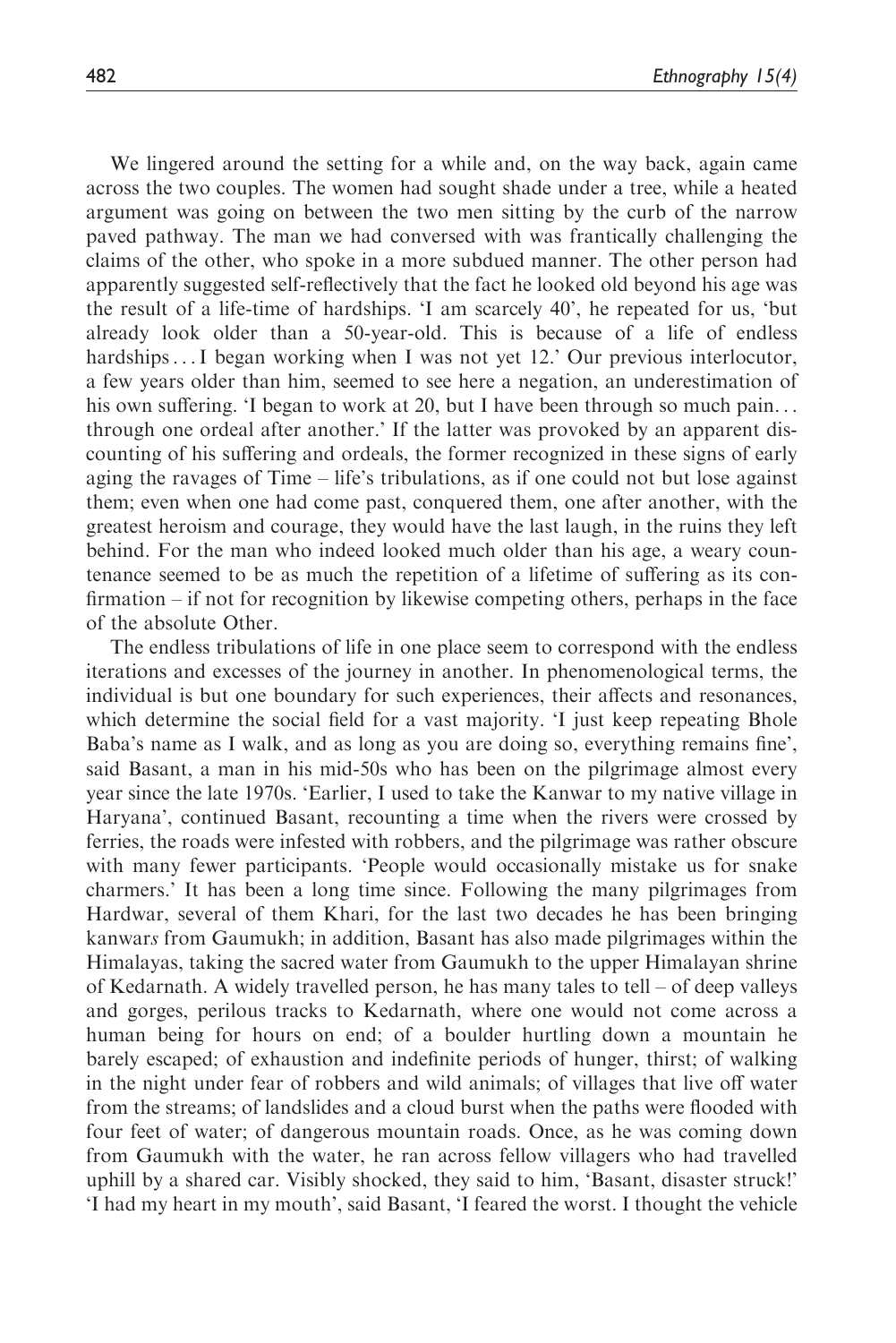We lingered around the setting for a while and, on the way back, again came across the two couples. The women had sought shade under a tree, while a heated argument was going on between the two men sitting by the curb of the narrow paved pathway. The man we had conversed with was frantically challenging the claims of the other, who spoke in a more subdued manner. The other person had apparently suggested self-reflectively that the fact he looked old beyond his age was the result of a life-time of hardships. 'I am scarcely 40', he repeated for us, 'but already look older than a 50-year-old. This is because of a life of endless hardships . . . I began working when I was not yet 12.' Our previous interlocutor, a few years older than him, seemed to see here a negation, an underestimation of his own suffering. 'I began to work at 20, but I have been through so much pain. . . through one ordeal after another.' If the latter was provoked by an apparent discounting of his suffering and ordeals, the former recognized in these signs of early aging the ravages of Time – life's tribulations, as if one could not but lose against them; even when one had come past, conquered them, one after another, with the greatest heroism and courage, they would have the last laugh, in the ruins they left behind. For the man who indeed looked much older than his age, a weary countenance seemed to be as much the repetition of a lifetime of suffering as its confirmation – if not for recognition by likewise competing others, perhaps in the face of the absolute Other.

The endless tribulations of life in one place seem to correspond with the endless iterations and excesses of the journey in another. In phenomenological terms, the individual is but one boundary for such experiences, their affects and resonances, which determine the social field for a vast majority. 'I just keep repeating Bhole Baba's name as I walk, and as long as you are doing so, everything remains fine', said Basant, a man in his mid-50s who has been on the pilgrimage almost every year since the late 1970s. 'Earlier, I used to take the Kanwar to my native village in Haryana', continued Basant, recounting a time when the rivers were crossed by ferries, the roads were infested with robbers, and the pilgrimage was rather obscure with many fewer participants. 'People would occasionally mistake us for snake charmers.' It has been a long time since. Following the many pilgrimages from Hardwar, several of them Khari, for the last two decades he has been bringing kanwar*s* from Gaumukh; in addition, Basant has also made pilgrimages within the Himalayas, taking the sacred water from Gaumukh to the upper Himalayan shrine of Kedarnath. A widely travelled person, he has many tales to tell – of deep valleys and gorges, perilous tracks to Kedarnath, where one would not come across a human being for hours on end; of a boulder hurtling down a mountain he barely escaped; of exhaustion and indefinite periods of hunger, thirst; of walking in the night under fear of robbers and wild animals; of villages that live off water from the streams; of landslides and a cloud burst when the paths were flooded with four feet of water; of dangerous mountain roads. Once, as he was coming down from Gaumukh with the water, he ran across fellow villagers who had travelled uphill by a shared car. Visibly shocked, they said to him, 'Basant, disaster struck!' 'I had my heart in my mouth', said Basant, 'I feared the worst. I thought the vehicle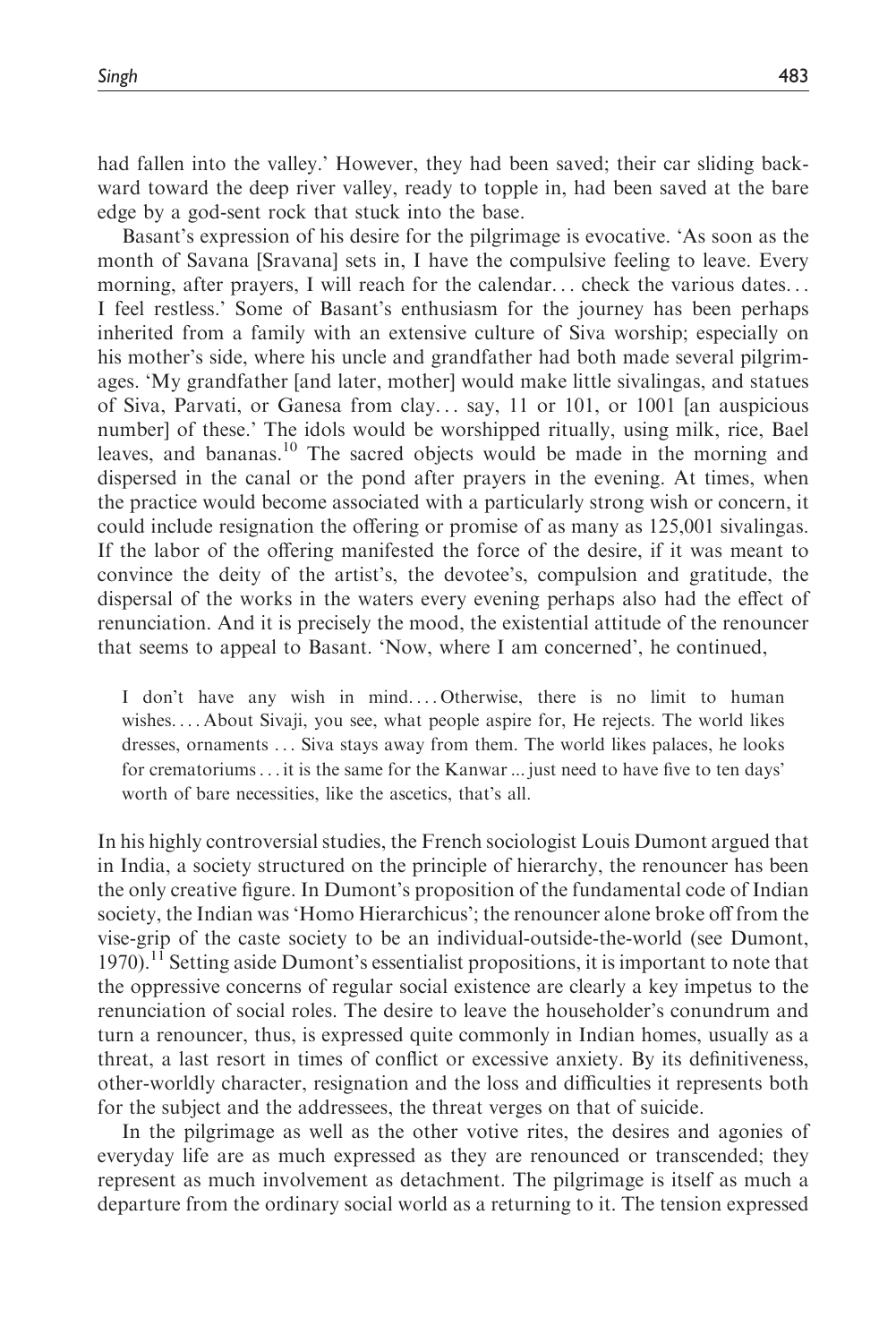had fallen into the valley.' However, they had been saved; their car sliding backward toward the deep river valley, ready to topple in, had been saved at the bare edge by a god-sent rock that stuck into the base.

Basant's expression of his desire for the pilgrimage is evocative. 'As soon as the month of Savana [Sravana] sets in, I have the compulsive feeling to leave. Every morning, after prayers, I will reach for the calendar... check the various dates... I feel restless.' Some of Basant's enthusiasm for the journey has been perhaps inherited from a family with an extensive culture of Siva worship; especially on his mother's side, where his uncle and grandfather had both made several pilgrimages. 'My grandfather [and later, mother] would make little sivalingas, and statues of Siva, Parvati, or Ganesa from clay... say, 11 or 101, or 1001 [an auspicious number] of these.' The idols would be worshipped ritually, using milk, rice, Bael leaves, and bananas.[10] The sacred objects would be made in the morning and dispersed in the canal or the pond after prayers in the evening. At times, when the practice would become associated with a particularly strong wish or concern, it could include resignation the offering or promise of as many as 125,001 sivalingas. If the labor of the offering manifested the force of the desire, if it was meant to convince the deity of the artist's, the devotee's, compulsion and gratitude, the dispersal of the works in the waters every evening perhaps also had the effect of renunciation. And it is precisely the mood, the existential attitude of the renouncer that seems to appeal to Basant. 'Now, where I am concerned', he continued,

> I don't have any wish in mind.... Otherwise, there is no limit to human wishes.... About Sivaji, you see, what people aspire for, He rejects. The world likes dresses, ornaments ... Siva stays away from them. The world likes palaces, he looks for crematoriums ... it is the same for the Kanwar ... just need to have five to ten days' worth of bare necessities, like the ascetics, that's all.

In his highly controversial studies, the French sociologist Louis Dumont argued that in India, a society structured on the principle of hierarchy, the renouncer has been the only creative figure. In Dumont's proposition of the fundamental code of Indian society, the Indian was 'Homo Hierarchicus'; the renouncer alone broke off from the vise-grip of the caste society to be an individual-outside-the-world (see Dumont, 1970).[11] Setting aside Dumont's essentialist propositions, it is important to note that the oppressive concerns of regular social existence are clearly a key impetus to the renunciation of social roles. The desire to leave the householder's conundrum and turn a renouncer, thus, is expressed quite commonly in Indian homes, usually as a threat, a last resort in times of conflict or excessive anxiety. By its definitiveness, other-worldly character, resignation and the loss and difficulties it represents both for the subject and the addressees, the threat verges on that of suicide.

In the pilgrimage as well as the other votive rites, the desires and agonies of everyday life are as much expressed as they are renounced or transcended; they represent as much involvement as detachment. The pilgrimage is itself as much a departure from the ordinary social world as a returning to it. The tension expressed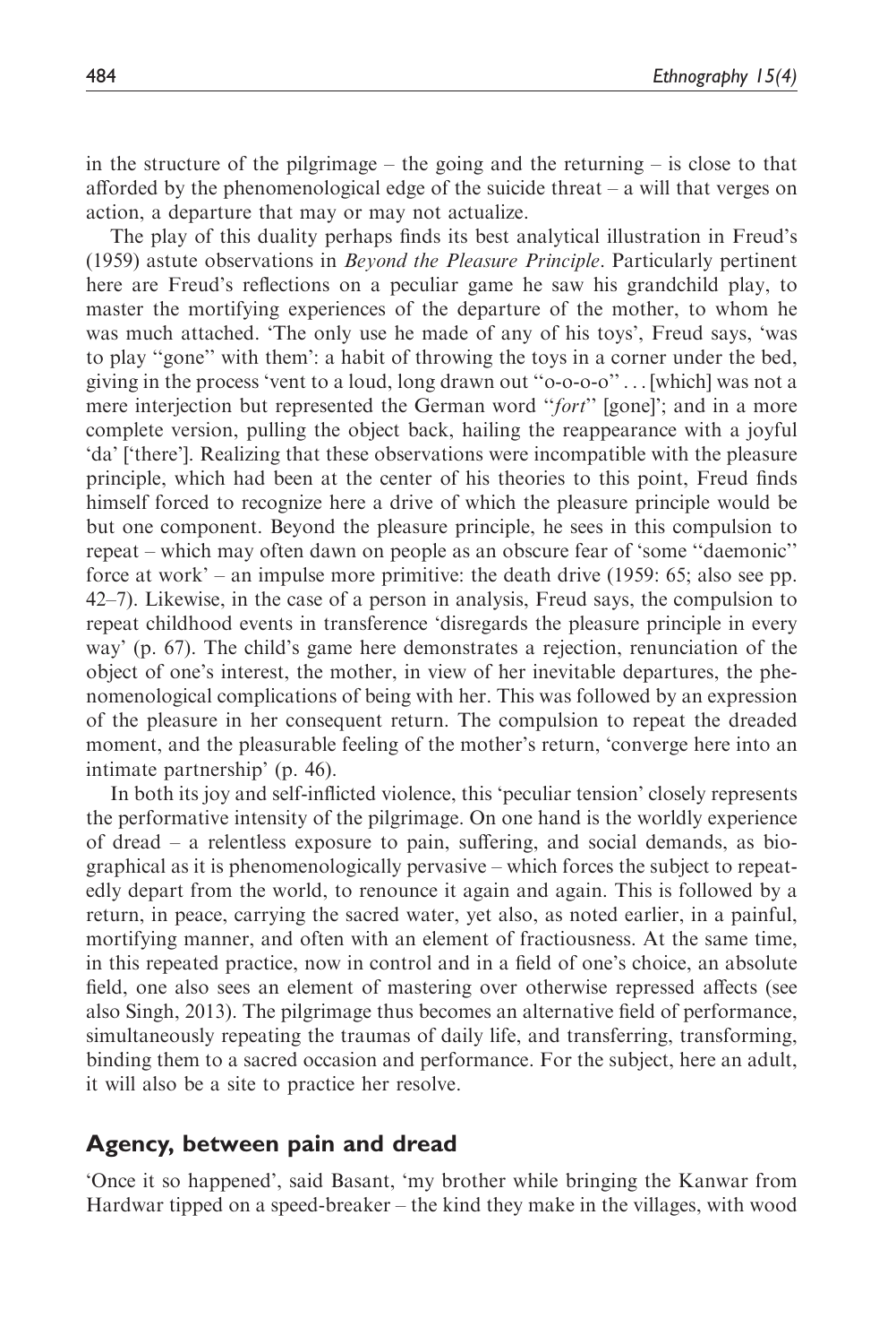in the structure of the pilgrimage – the going and the returning – is close to that afforded by the phenomenological edge of the suicide threat – a will that verges on action, a departure that may or may not actualize.

The play of this duality perhaps finds its best analytical illustration in Freud's (1959) astute observations in *Beyond the Pleasure Principle*. Particularly pertinent here are Freud's reflections on a peculiar game he saw his grandchild play, to master the mortifying experiences of the departure of the mother, to whom he was much attached. 'The only use he made of any of his toys', Freud says, 'was to play "gone" with them': a habit of throwing the toys in a corner under the bed, giving in the process 'vent to a loud, long drawn out "o-o-o-o" . . . [which] was not a mere interjection but represented the German word "*fort*" [gone]'; and in a more complete version, pulling the object back, hailing the reappearance with a joyful 'da' ['there']. Realizing that these observations were incompatible with the pleasure principle, which had been at the center of his theories to this point, Freud finds himself forced to recognize here a drive of which the pleasure principle would be but one component. Beyond the pleasure principle, he sees in this compulsion to repeat – which may often dawn on people as an obscure fear of 'some "daemonic" force at work' – an impulse more primitive: the death drive (1959: 65; also see pp. 42–7). Likewise, in the case of a person in analysis, Freud says, the compulsion to repeat childhood events in transference 'disregards the pleasure principle in every way' (p. 67). The child's game here demonstrates a rejection, renunciation of the object of one's interest, the mother, in view of her inevitable departures, the phenomenological complications of being with her. This was followed by an expression of the pleasure in her consequent return. The compulsion to repeat the dreaded moment, and the pleasurable feeling of the mother's return, 'converge here into an intimate partnership' (p. 46).

In both its joy and self-inflicted violence, this 'peculiar tension' closely represents the performative intensity of the pilgrimage. On one hand is the worldly experience of dread – a relentless exposure to pain, suffering, and social demands, as biographical as it is phenomenologically pervasive – which forces the subject to repeatedly depart from the world, to renounce it again and again. This is followed by a return, in peace, carrying the sacred water, yet also, as noted earlier, in a painful, mortifying manner, and often with an element of fractiousness. At the same time, in this repeated practice, now in control and in a field of one's choice, an absolute field, one also sees an element of mastering over otherwise repressed affects (see also Singh, 2013). The pilgrimage thus becomes an alternative field of performance, simultaneously repeating the traumas of daily life, and transferring, transforming, binding them to a sacred occasion and performance. For the subject, here an adult, it will also be a site to practice her resolve.

## Agency, between pain and dread

'Once it so happened', said Basant, 'my brother while bringing the Kanwar from Hardwar tipped on a speed-breaker – the kind they make in the villages, with wood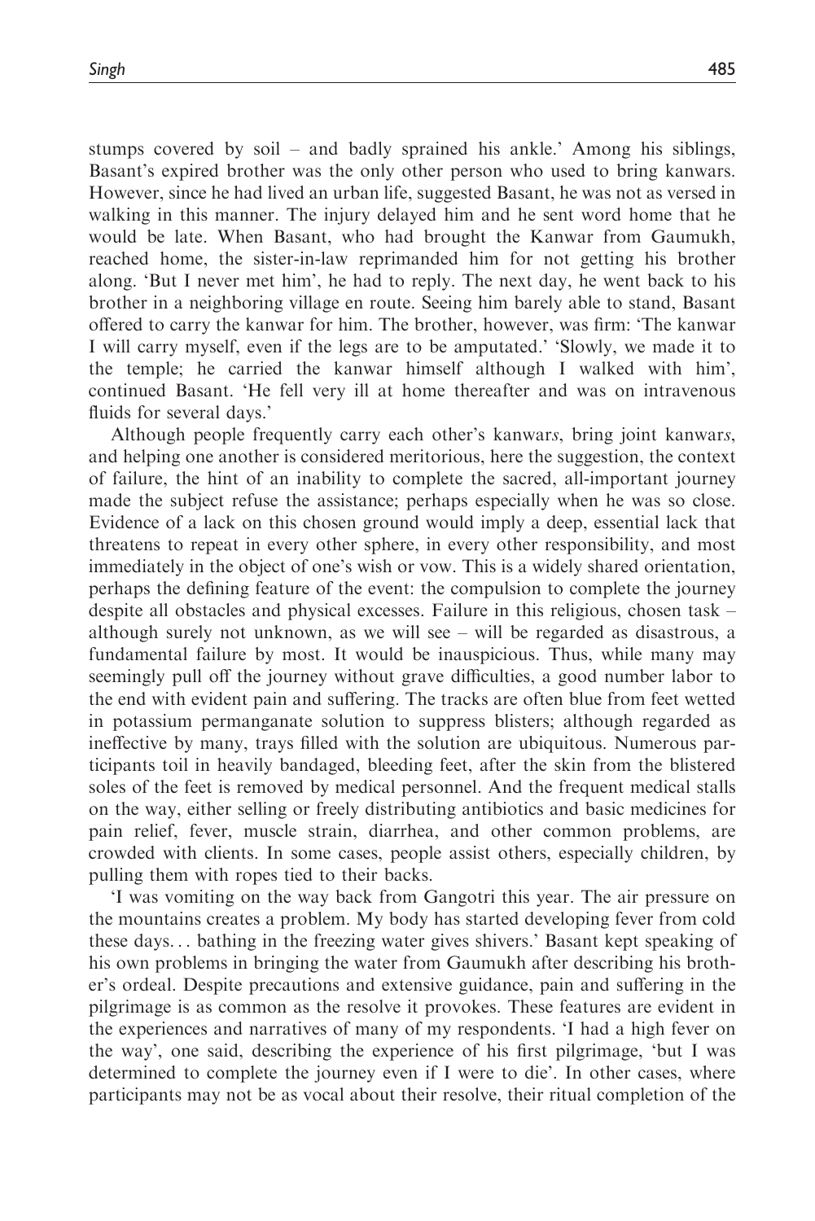stumps covered by soil – and badly sprained his ankle.' Among his siblings, Basant's expired brother was the only other person who used to bring kanwars. However, since he had lived an urban life, suggested Basant, he was not as versed in walking in this manner. The injury delayed him and he sent word home that he would be late. When Basant, who had brought the Kanwar from Gaumukh, reached home, the sister-in-law reprimanded him for not getting his brother along. 'But I never met him', he had to reply. The next day, he went back to his brother in a neighboring village en route. Seeing him barely able to stand, Basant offered to carry the kanwar for him. The brother, however, was firm: 'The kanwar I will carry myself, even if the legs are to be amputated.' 'Slowly, we made it to the temple; he carried the kanwar himself although I walked with him', continued Basant. 'He fell very ill at home thereafter and was on intravenous fluids for several days.'

Although people frequently carry each other's kanwar*s*, bring joint kanwar*s*, and helping one another is considered meritorious, here the suggestion, the context of failure, the hint of an inability to complete the sacred, all-important journey made the subject refuse the assistance; perhaps especially when he was so close. Evidence of a lack on this chosen ground would imply a deep, essential lack that threatens to repeat in every other sphere, in every other responsibility, and most immediately in the object of one's wish or vow. This is a widely shared orientation, perhaps the defining feature of the event: the compulsion to complete the journey despite all obstacles and physical excesses. Failure in this religious, chosen task – although surely not unknown, as we will see – will be regarded as disastrous, a fundamental failure by most. It would be inauspicious. Thus, while many may seemingly pull off the journey without grave difficulties, a good number labor to the end with evident pain and suffering. The tracks are often blue from feet wetted in potassium permanganate solution to suppress blisters; although regarded as ineffective by many, trays filled with the solution are ubiquitous. Numerous participants toil in heavily bandaged, bleeding feet, after the skin from the blistered soles of the feet is removed by medical personnel. And the frequent medical stalls on the way, either selling or freely distributing antibiotics and basic medicines for pain relief, fever, muscle strain, diarrhea, and other common problems, are crowded with clients. In some cases, people assist others, especially children, by pulling them with ropes tied to their backs.

'I was vomiting on the way back from Gangotri this year. The air pressure on the mountains creates a problem. My body has started developing fever from cold these days... bathing in the freezing water gives shivers.' Basant kept speaking of his own problems in bringing the water from Gaumukh after describing his brother's ordeal. Despite precautions and extensive guidance, pain and suffering in the pilgrimage is as common as the resolve it provokes. These features are evident in the experiences and narratives of many of my respondents. 'I had a high fever on the way', one said, describing the experience of his first pilgrimage, 'but I was determined to complete the journey even if I were to die'. In other cases, where participants may not be as vocal about their resolve, their ritual completion of the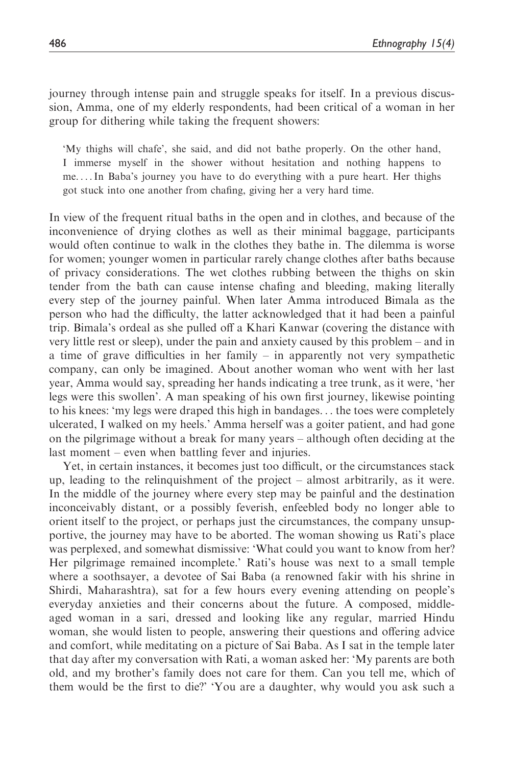journey through intense pain and struggle speaks for itself. In a previous discussion, Amma, one of my elderly respondents, had been critical of a woman in her group for dithering while taking the frequent showers:

> 'My thighs will chafe', she said, and did not bathe properly. On the other hand, I immerse myself in the shower without hesitation and nothing happens to me. . . . In Baba's journey you have to do everything with a pure heart. Her thighs got stuck into one another from chafing, giving her a very hard time.

In view of the frequent ritual baths in the open and in clothes, and because of the inconvenience of drying clothes as well as their minimal baggage, participants would often continue to walk in the clothes they bathe in. The dilemma is worse for women; younger women in particular rarely change clothes after baths because of privacy considerations. The wet clothes rubbing between the thighs on skin tender from the bath can cause intense chafing and bleeding, making literally every step of the journey painful. When later Amma introduced Bimala as the person who had the difficulty, the latter acknowledged that it had been a painful trip. Bimala's ordeal as she pulled off a Khari Kanwar (covering the distance with very little rest or sleep), under the pain and anxiety caused by this problem – and in a time of grave difficulties in her family – in apparently not very sympathetic company, can only be imagined. About another woman who went with her last year, Amma would say, spreading her hands indicating a tree trunk, as it were, 'her legs were this swollen'. A man speaking of his own first journey, likewise pointing to his knees: 'my legs were draped this high in bandages. . . the toes were completely ulcerated, I walked on my heels.' Amma herself was a goiter patient, and had gone on the pilgrimage without a break for many years – although often deciding at the last moment – even when battling fever and injuries.

Yet, in certain instances, it becomes just too difficult, or the circumstances stack up, leading to the relinquishment of the project – almost arbitrarily, as it were. In the middle of the journey where every step may be painful and the destination inconceivably distant, or a possibly feverish, enfeebled body no longer able to orient itself to the project, or perhaps just the circumstances, the company unsupportive, the journey may have to be aborted. The woman showing us Rati's place was perplexed, and somewhat dismissive: 'What could you want to know from her? Her pilgrimage remained incomplete.' Rati's house was next to a small temple where a soothsayer, a devotee of Sai Baba (a renowned fakir with his shrine in Shirdi, Maharashtra), sat for a few hours every evening attending on people's everyday anxieties and their concerns about the future. A composed, middle-aged woman in a sari, dressed and looking like any regular, married Hindu woman, she would listen to people, answering their questions and offering advice and comfort, while meditating on a picture of Sai Baba. As I sat in the temple later that day after my conversation with Rati, a woman asked her: 'My parents are both old, and my brother's family does not care for them. Can you tell me, which of them would be the first to die?' 'You are a daughter, why would you ask such a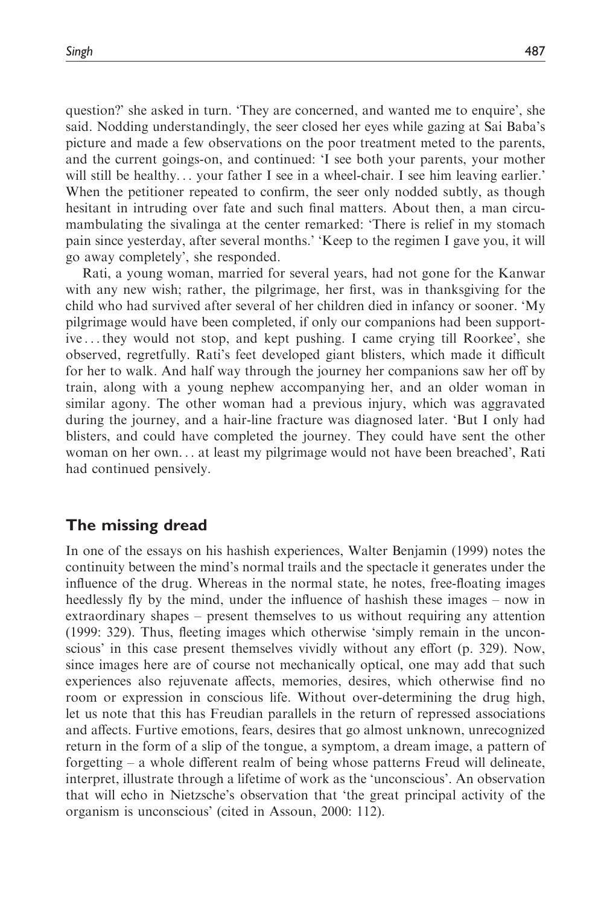question?' she asked in turn. 'They are concerned, and wanted me to enquire', she said. Nodding understandingly, the seer closed her eyes while gazing at Sai Baba's picture and made a few observations on the poor treatment meted to the parents, and the current goings-on, and continued: 'I see both your parents, your mother will still be healthy... your father I see in a wheel-chair. I see him leaving earlier.' When the petitioner repeated to confirm, the seer only nodded subtly, as though hesitant in intruding over fate and such final matters. About then, a man circumambulating the sivalinga at the center remarked: 'There is relief in my stomach pain since yesterday, after several months.' 'Keep to the regimen I gave you, it will go away completely', she responded.

Rati, a young woman, married for several years, had not gone for the Kanwar with any new wish; rather, the pilgrimage, her first, was in thanksgiving for the child who had survived after several of her children died in infancy or sooner. 'My pilgrimage would have been completed, if only our companions had been supportive... they would not stop, and kept pushing. I came crying till Roorkee', she observed, regretfully. Rati's feet developed giant blisters, which made it difficult for her to walk. And half way through the journey her companions saw her off by train, along with a young nephew accompanying her, and an older woman in similar agony. The other woman had a previous injury, which was aggravated during the journey, and a hair-line fracture was diagnosed later. 'But I only had blisters, and could have completed the journey. They could have sent the other woman on her own... at least my pilgrimage would not have been breached', Rati had continued pensively.

## The missing dread

In one of the essays on his hashish experiences, Walter Benjamin (1999) notes the continuity between the mind's normal trails and the spectacle it generates under the influence of the drug. Whereas in the normal state, he notes, free-floating images heedlessly fly by the mind, under the influence of hashish these images – now in extraordinary shapes – present themselves to us without requiring any attention (1999: 329). Thus, fleeting images which otherwise 'simply remain in the unconscious' in this case present themselves vividly without any effort (p. 329). Now, since images here are of course not mechanically optical, one may add that such experiences also rejuvenate affects, memories, desires, which otherwise find no room or expression in conscious life. Without over-determining the drug high, let us note that this has Freudian parallels in the return of repressed associations and affects. Furtive emotions, fears, desires that go almost unknown, unrecognized return in the form of a slip of the tongue, a symptom, a dream image, a pattern of forgetting – a whole different realm of being whose patterns Freud will delineate, interpret, illustrate through a lifetime of work as the 'unconscious'. An observation that will echo in Nietzsche's observation that 'the great principal activity of the organism is unconscious' (cited in Assoun, 2000: 112).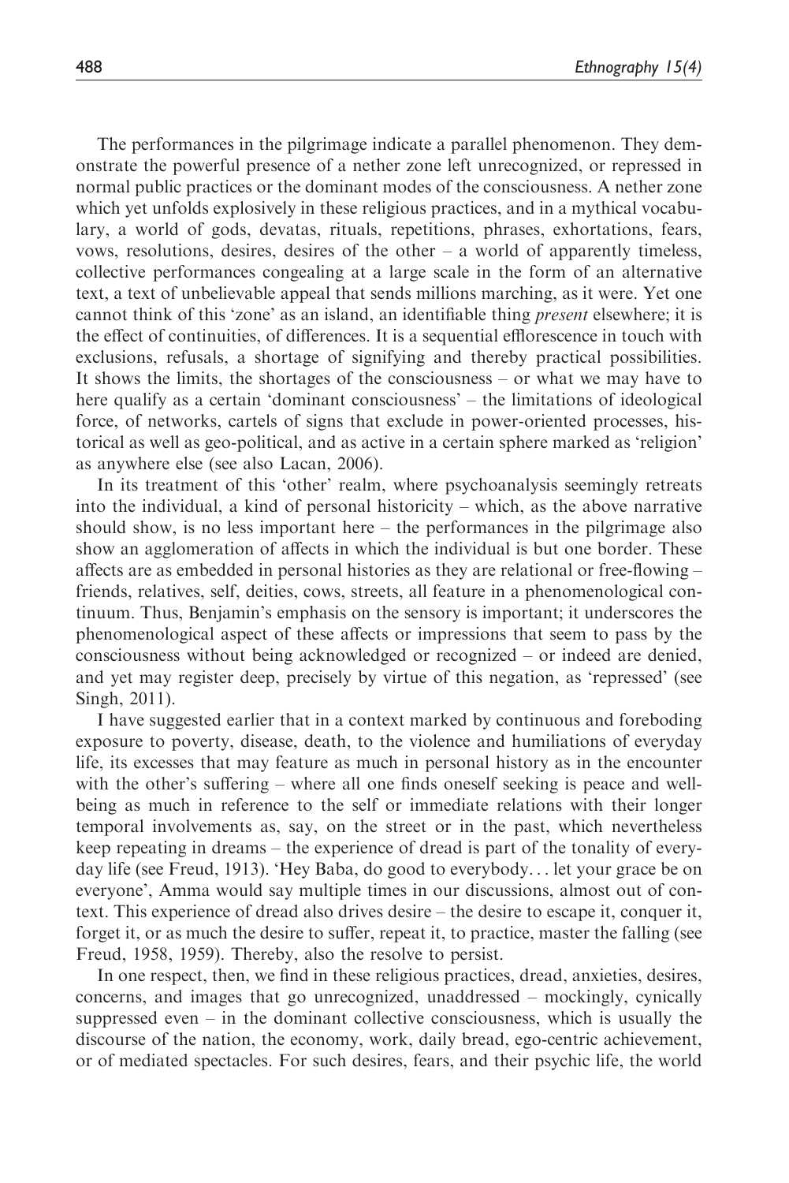The performances in the pilgrimage indicate a parallel phenomenon. They demonstrate the powerful presence of a nether zone left unrecognized, or repressed in normal public practices or the dominant modes of the consciousness. A nether zone which yet unfolds explosively in these religious practices, and in a mythical vocabulary, a world of gods, devatas, rituals, repetitions, phrases, exhortations, fears, vows, resolutions, desires, desires of the other – a world of apparently timeless, collective performances congealing at a large scale in the form of an alternative text, a text of unbelievable appeal that sends millions marching, as it were. Yet one cannot think of this 'zone' as an island, an identifiable thing *present* elsewhere; it is the effect of continuities, of differences. It is a sequential efflorescence in touch with exclusions, refusals, a shortage of signifying and thereby practical possibilities. It shows the limits, the shortages of the consciousness – or what we may have to here qualify as a certain 'dominant consciousness' – the limitations of ideological force, of networks, cartels of signs that exclude in power-oriented processes, historical as well as geo-political, and as active in a certain sphere marked as 'religion' as anywhere else (see also Lacan, 2006).

In its treatment of this 'other' realm, where psychoanalysis seemingly retreats into the individual, a kind of personal historicity – which, as the above narrative should show, is no less important here – the performances in the pilgrimage also show an agglomeration of affects in which the individual is but one border. These affects are as embedded in personal histories as they are relational or free-flowing – friends, relatives, self, deities, cows, streets, all feature in a phenomenological continuum. Thus, Benjamin's emphasis on the sensory is important; it underscores the phenomenological aspect of these affects or impressions that seem to pass by the consciousness without being acknowledged or recognized – or indeed are denied, and yet may register deep, precisely by virtue of this negation, as 'repressed' (see Singh, 2011).

I have suggested earlier that in a context marked by continuous and foreboding exposure to poverty, disease, death, to the violence and humiliations of everyday life, its excesses that may feature as much in personal history as in the encounter with the other's suffering – where all one finds oneself seeking is peace and well-being as much in reference to the self or immediate relations with their longer temporal involvements as, say, on the street or in the past, which nevertheless keep repeating in dreams – the experience of dread is part of the tonality of everyday life (see Freud, 1913). 'Hey Baba, do good to everybody... let your grace be on everyone', Amma would say multiple times in our discussions, almost out of context. This experience of dread also drives desire – the desire to escape it, conquer it, forget it, or as much the desire to suffer, repeat it, to practice, master the falling (see Freud, 1958, 1959). Thereby, also the resolve to persist.

In one respect, then, we find in these religious practices, dread, anxieties, desires, concerns, and images that go unrecognized, unaddressed – mockingly, cynically suppressed even – in the dominant collective consciousness, which is usually the discourse of the nation, the economy, work, daily bread, ego-centric achievement, or of mediated spectacles. For such desires, fears, and their psychic life, the world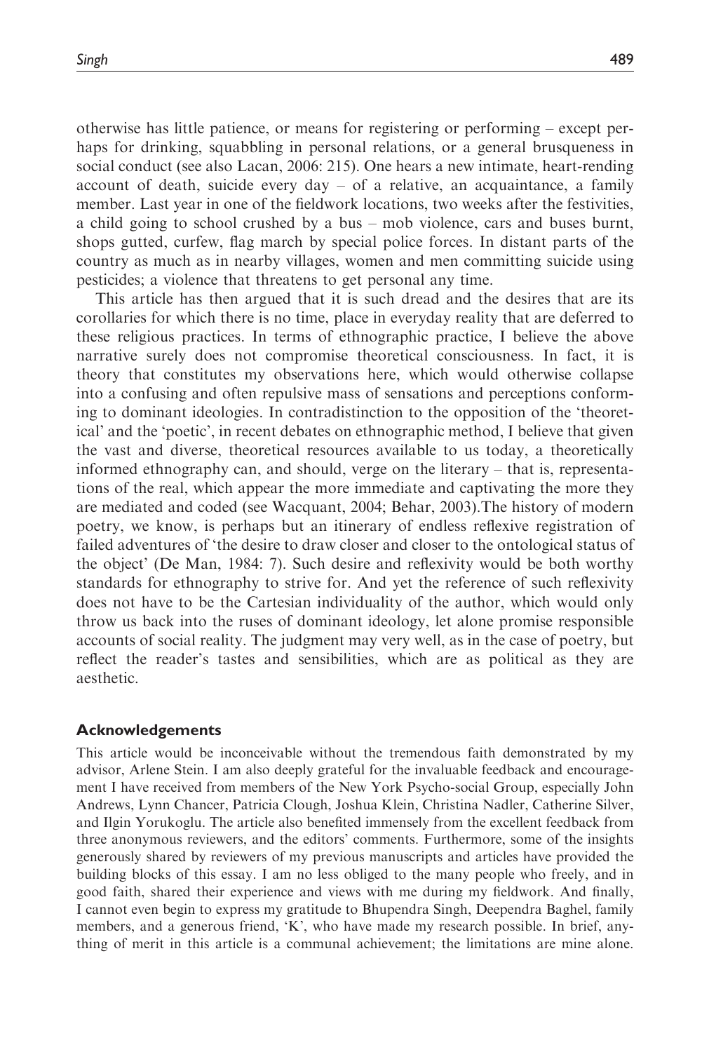otherwise has little patience, or means for registering or performing – except perhaps for drinking, squabbling in personal relations, or a general brusqueness in social conduct (see also Lacan, 2006: 215). One hears a new intimate, heart-rending account of death, suicide every day – of a relative, an acquaintance, a family member. Last year in one of the fieldwork locations, two weeks after the festivities, a child going to school crushed by a bus – mob violence, cars and buses burnt, shops gutted, curfew, flag march by special police forces. In distant parts of the country as much as in nearby villages, women and men committing suicide using pesticides; a violence that threatens to get personal any time.

This article has then argued that it is such dread and the desires that are its corollaries for which there is no time, place in everyday reality that are deferred to these religious practices. In terms of ethnographic practice, I believe the above narrative surely does not compromise theoretical consciousness. In fact, it is theory that constitutes my observations here, which would otherwise collapse into a confusing and often repulsive mass of sensations and perceptions conforming to dominant ideologies. In contradistinction to the opposition of the 'theoretical' and the 'poetic', in recent debates on ethnographic method, I believe that given the vast and diverse, theoretical resources available to us today, a theoretically informed ethnography can, and should, verge on the literary – that is, representations of the real, which appear the more immediate and captivating the more they are mediated and coded (see Wacquant, 2004; Behar, 2003).The history of modern poetry, we know, is perhaps but an itinerary of endless reflexive registration of failed adventures of 'the desire to draw closer and closer to the ontological status of the object' (De Man, 1984: 7). Such desire and reflexivity would be both worthy standards for ethnography to strive for. And yet the reference of such reflexivity does not have to be the Cartesian individuality of the author, which would only throw us back into the ruses of dominant ideology, let alone promise responsible accounts of social reality. The judgment may very well, as in the case of poetry, but reflect the reader's tastes and sensibilities, which are as political as they are aesthetic.

## Acknowledgements

This article would be inconceivable without the tremendous faith demonstrated by my advisor, Arlene Stein. I am also deeply grateful for the invaluable feedback and encouragement I have received from members of the New York Psycho-social Group, especially John Andrews, Lynn Chancer, Patricia Clough, Joshua Klein, Christina Nadler, Catherine Silver, and Ilgin Yorukoglu. The article also benefited immensely from the excellent feedback from three anonymous reviewers, and the editors' comments. Furthermore, some of the insights generously shared by reviewers of my previous manuscripts and articles have provided the building blocks of this essay. I am no less obliged to the many people who freely, and in good faith, shared their experience and views with me during my fieldwork. And finally, I cannot even begin to express my gratitude to Bhupendra Singh, Deependra Baghel, family members, and a generous friend, 'K', who have made my research possible. In brief, anything of merit in this article is a communal achievement; the limitations are mine alone.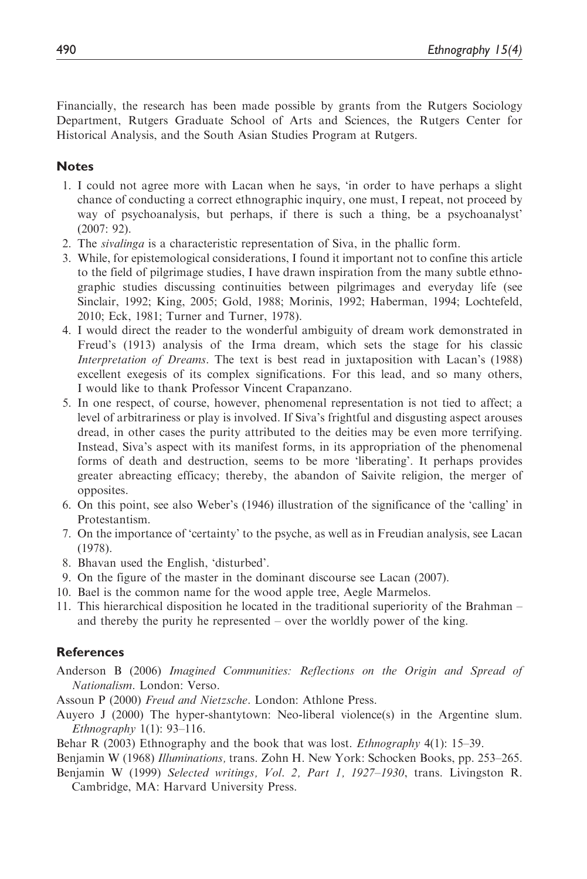Financially, the research has been made possible by grants from the Rutgers Sociology Department, Rutgers Graduate School of Arts and Sciences, the Rutgers Center for Historical Analysis, and the South Asian Studies Program at Rutgers.

## Notes

1. I could not agree more with Lacan when he says, 'in order to have perhaps a slight chance of conducting a correct ethnographic inquiry, one must, I repeat, not proceed by way of psychoanalysis, but perhaps, if there is such a thing, be a psychoanalyst' (2007: 92).
2. The *sivalinga* is a characteristic representation of Siva, in the phallic form.
3. While, for epistemological considerations, I found it important not to confine this article to the field of pilgrimage studies, I have drawn inspiration from the many subtle ethnographic studies discussing continuities between pilgrimages and everyday life (see Sinclair, 1992; King, 2005; Gold, 1988; Morinis, 1992; Haberman, 1994; Lochtefeld, 2010; Eck, 1981; Turner and Turner, 1978).
4. I would direct the reader to the wonderful ambiguity of dream work demonstrated in Freud's (1913) analysis of the Irma dream, which sets the stage for his classic *Interpretation of Dreams*. The text is best read in juxtaposition with Lacan's (1988) excellent exegesis of its complex significations. For this lead, and so many others, I would like to thank Professor Vincent Crapanzano.
5. In one respect, of course, however, phenomenal representation is not tied to affect; a level of arbitrariness or play is involved. If Siva's frightful and disgusting aspect arouses dread, in other cases the purity attributed to the deities may be even more terrifying. Instead, Siva's aspect with its manifest forms, in its appropriation of the phenomenal forms of death and destruction, seems to be more 'liberating'. It perhaps provides greater abreacting efficacy; thereby, the abandon of Saivite religion, the merger of opposites.
6. On this point, see also Weber's (1946) illustration of the significance of the 'calling' in Protestantism.
7. On the importance of 'certainty' to the psyche, as well as in Freudian analysis, see Lacan (1978).
8. Bhavan used the English, 'disturbed'.
9. On the figure of the master in the dominant discourse see Lacan (2007).
10. Bael is the common name for the wood apple tree, Aegle Marmelos.
11. This hierarchical disposition he located in the traditional superiority of the Brahman – and thereby the purity he represented – over the worldly power of the king.

## References

Anderson B (2006) *Imagined Communities: Reflections on the Origin and Spread of Nationalism*. London: Verso.

Assoun P (2000) *Freud and Nietzsche*. London: Athlone Press.

Auyero J (2000) The hyper-shantytown: Neo-liberal violence(s) in the Argentine slum. *Ethnography* 1(1): 93–116.

Behar R (2003) Ethnography and the book that was lost. *Ethnography* 4(1): 15–39.

Benjamin W (1968) *Illuminations*, trans. Zohn H. New York: Schocken Books, pp. 253–265.

Benjamin W (1999) *Selected writings, Vol. 2, Part 1, 1927–1930*, trans. Livingston R. Cambridge, MA: Harvard University Press.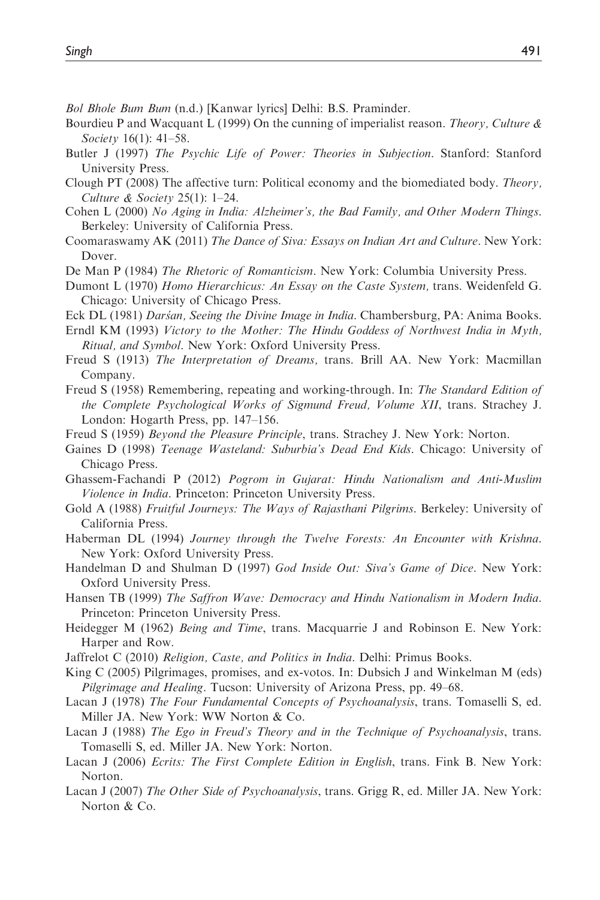*Bol Bhole Bum Bum* (n.d.) [Kanwar lyrics] Delhi: B.S. Praminder.

Bourdieu P and Wacquant L (1999) On the cunning of imperialist reason. *Theory, Culture & Society* 16(1): 41–58.

Butler J (1997) *The Psychic Life of Power: Theories in Subjection*. Stanford: Stanford University Press.

Clough PT (2008) The affective turn: Political economy and the biomediated body. *Theory, Culture & Society* 25(1): 1–24.

Cohen L (2000) *No Aging in India: Alzheimer's, the Bad Family, and Other Modern Things*. Berkeley: University of California Press.

Coomaraswamy AK (2011) *The Dance of Siva: Essays on Indian Art and Culture*. New York: Dover.

De Man P (1984) *The Rhetoric of Romanticism*. New York: Columbia University Press.

Dumont L (1970) *Homo Hierarchicus: An Essay on the Caste System,* trans. Weidenfeld G. Chicago: University of Chicago Press.

Eck DL (1981) *Darśan, Seeing the Divine Image in India*. Chambersburg, PA: Anima Books.

Erndl KM (1993) *Victory to the Mother: The Hindu Goddess of Northwest India in Myth, Ritual, and Symbol*. New York: Oxford University Press.

Freud S (1913) *The Interpretation of Dreams,* trans. Brill AA. New York: Macmillan Company.

Freud S (1958) Remembering, repeating and working-through. In: *The Standard Edition of the Complete Psychological Works of Sigmund Freud, Volume XII*, trans. Strachey J. London: Hogarth Press, pp. 147–156.

Freud S (1959) *Beyond the Pleasure Principle*, trans. Strachey J. New York: Norton.

Gaines D (1998) *Teenage Wasteland: Suburbia's Dead End Kids*. Chicago: University of Chicago Press.

Ghassem-Fachandi P (2012) *Pogrom in Gujarat: Hindu Nationalism and Anti-Muslim Violence in India*. Princeton: Princeton University Press.

Gold A (1988) *Fruitful Journeys: The Ways of Rajasthani Pilgrims*. Berkeley: University of California Press.

Haberman DL (1994) *Journey through the Twelve Forests: An Encounter with Krishna*. New York: Oxford University Press.

Handelman D and Shulman D (1997) *God Inside Out: Siva's Game of Dice*. New York: Oxford University Press.

Hansen TB (1999) *The Saffron Wave: Democracy and Hindu Nationalism in Modern India*. Princeton: Princeton University Press.

Heidegger M (1962) *Being and Time*, trans. Macquarrie J and Robinson E. New York: Harper and Row.

Jaffrelot C (2010) *Religion, Caste, and Politics in India*. Delhi: Primus Books.

King C (2005) Pilgrimages, promises, and ex-votos. In: Dubsich J and Winkelman M (eds) *Pilgrimage and Healing*. Tucson: University of Arizona Press, pp. 49–68.

Lacan J (1978) *The Four Fundamental Concepts of Psychoanalysis*, trans. Tomaselli S, ed. Miller JA. New York: WW Norton & Co.

Lacan J (1988) *The Ego in Freud's Theory and in the Technique of Psychoanalysis*, trans. Tomaselli S, ed. Miller JA. New York: Norton.

Lacan J (2006) *Ecrits: The First Complete Edition in English*, trans. Fink B. New York: Norton.

Lacan J (2007) *The Other Side of Psychoanalysis*, trans. Grigg R, ed. Miller JA. New York: Norton & Co.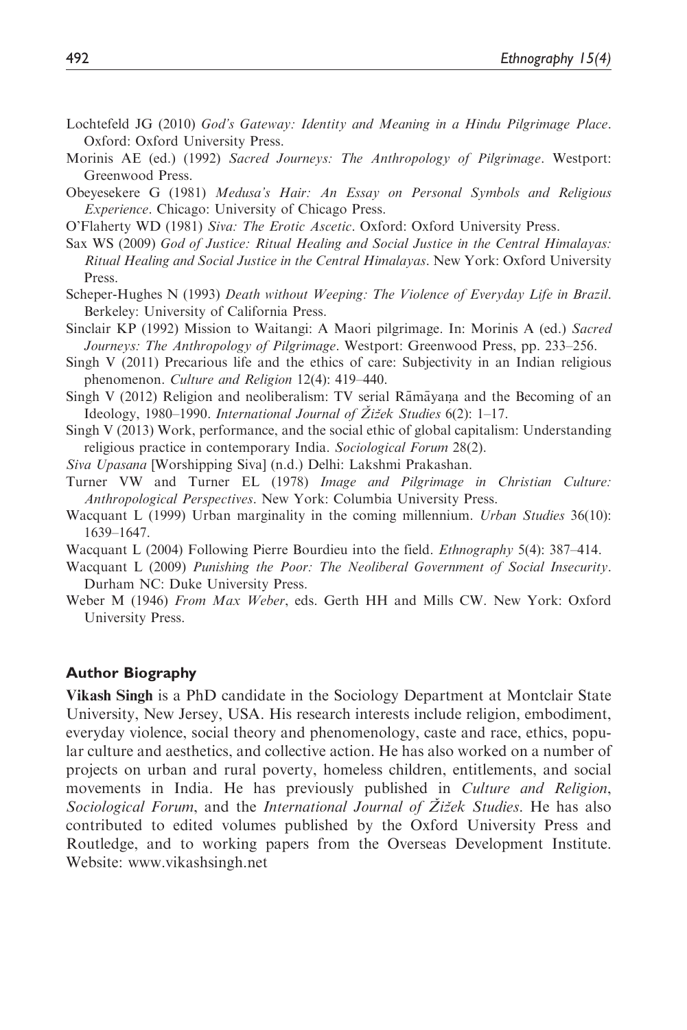Lochtefeld JG (2010) *God's Gateway: Identity and Meaning in a Hindu Pilgrimage Place*. Oxford: Oxford University Press.

Morinis AE (ed.) (1992) *Sacred Journeys: The Anthropology of Pilgrimage*. Westport: Greenwood Press.

Obeyesekere G (1981) *Medusa's Hair: An Essay on Personal Symbols and Religious Experience*. Chicago: University of Chicago Press.

O'Flaherty WD (1981) *Siva: The Erotic Ascetic*. Oxford: Oxford University Press.

Sax WS (2009) *God of Justice: Ritual Healing and Social Justice in the Central Himalayas: Ritual Healing and Social Justice in the Central Himalayas*. New York: Oxford University Press.

Scheper-Hughes N (1993) *Death without Weeping: The Violence of Everyday Life in Brazil*. Berkeley: University of California Press.

Sinclair KP (1992) Mission to Waitangi: A Maori pilgrimage. In: Morinis A (ed.) *Sacred Journeys: The Anthropology of Pilgrimage*. Westport: Greenwood Press, pp. 233–256.

Singh V (2011) Precarious life and the ethics of care: Subjectivity in an Indian religious phenomenon. *Culture and Religion* 12(4): 419–440.

Singh V (2012) Religion and neoliberalism: TV serial Rāmāyaṇa and the Becoming of an Ideology, 1980–1990. *International Journal of Žižek Studies* 6(2): 1–17.

Singh V (2013) Work, performance, and the social ethic of global capitalism: Understanding religious practice in contemporary India. *Sociological Forum* 28(2).

*Siva Upasana* [Worshipping Siva] (n.d.) Delhi: Lakshmi Prakashan.

Turner VW and Turner EL (1978) *Image and Pilgrimage in Christian Culture: Anthropological Perspectives*. New York: Columbia University Press.

Wacquant L (1999) Urban marginality in the coming millennium. *Urban Studies* 36(10): 1639–1647.

Wacquant L (2004) Following Pierre Bourdieu into the field. *Ethnography* 5(4): 387–414.

Wacquant L (2009) *Punishing the Poor: The Neoliberal Government of Social Insecurity*. Durham NC: Duke University Press.

Weber M (1946) *From Max Weber*, eds. Gerth HH and Mills CW. New York: Oxford University Press.

### Author Biography

**Vikash Singh** is a PhD candidate in the Sociology Department at Montclair State University, New Jersey, USA. His research interests include religion, embodiment, everyday violence, social theory and phenomenology, caste and race, ethics, popular culture and aesthetics, and collective action. He has also worked on a number of projects on urban and rural poverty, homeless children, entitlements, and social movements in India. He has previously published in *Culture and Religion*, *Sociological Forum*, and the *International Journal of Žižek Studies*. He has also contributed to edited volumes published by the Oxford University Press and Routledge, and to working papers from the Overseas Development Institute. Website: www.vikashsingh.net